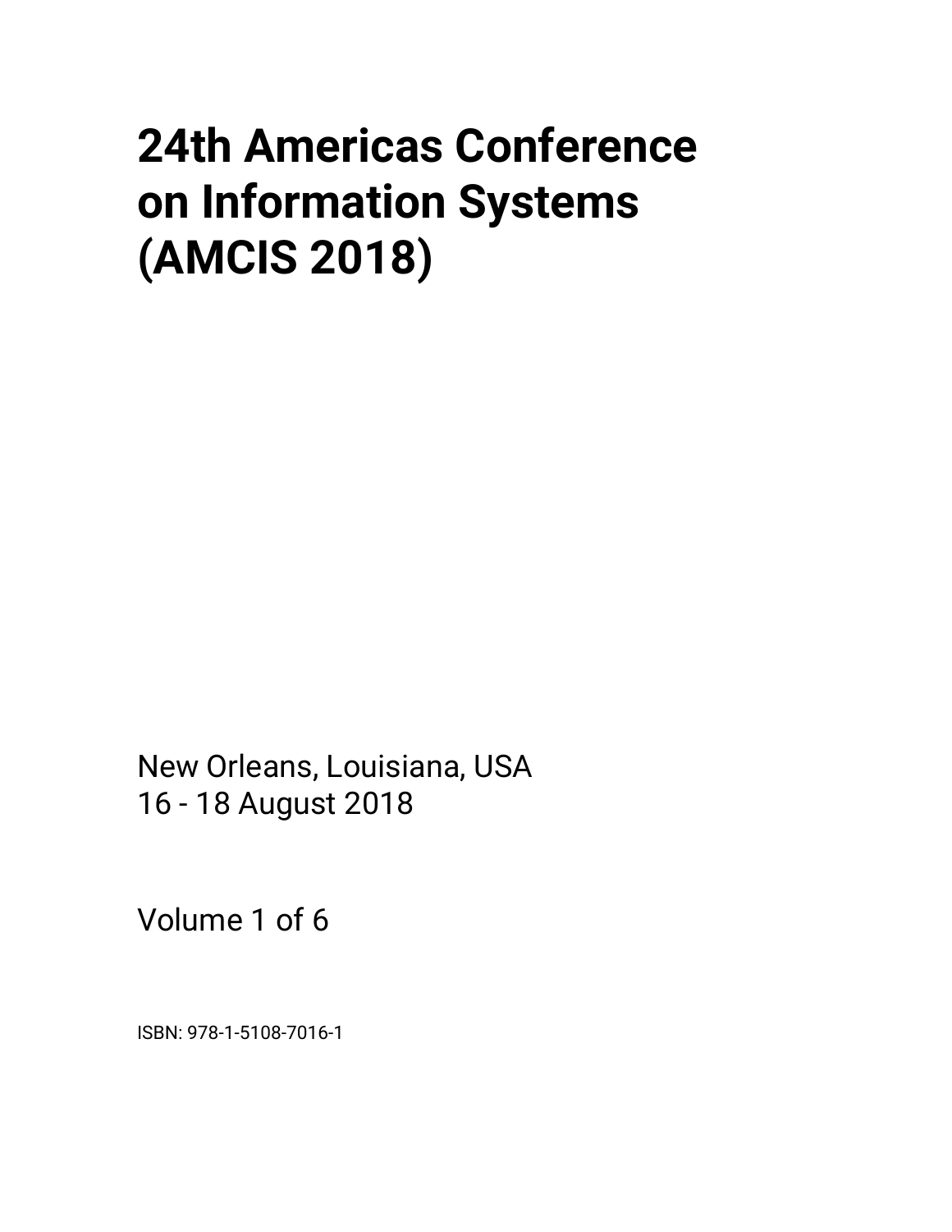# 24th Americas Conference on Information Systems (AMCIS 2018)

New Orleans, Louisiana, USA
16 - 18 August 2018

Volume 1 of 6

ISBN: 978-1-5108-7016-1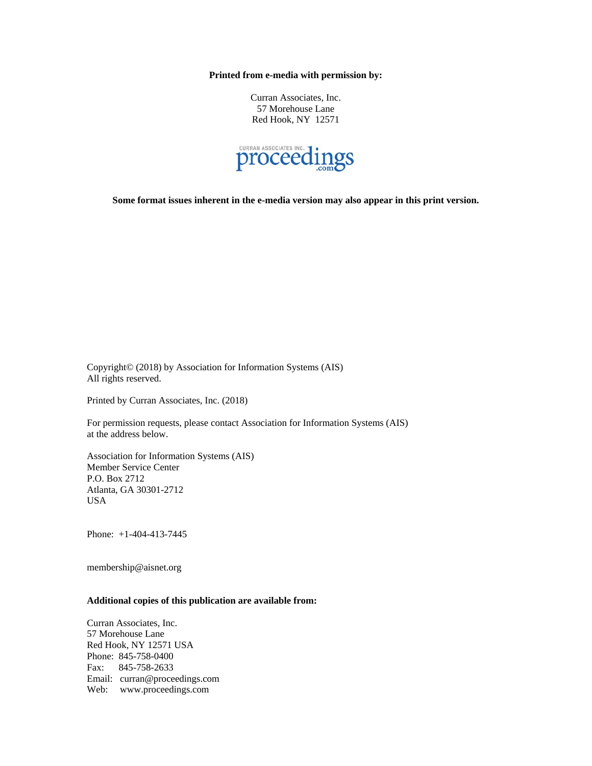**Printed from e-media with permission by:**

Curran Associates, Inc.
57 Morehouse Lane
Red Hook, NY 12571

CURRAN ASSOCIATES INC. proceedings.com

**Some format issues inherent in the e-media version may also appear in this print version.**

Copyright© (2018) by Association for Information Systems (AIS)
All rights reserved.

Printed by Curran Associates, Inc. (2018)

For permission requests, please contact Association for Information Systems (AIS) at the address below.

Association for Information Systems (AIS)
Member Service Center
P.O. Box 2712
Atlanta, GA 30301-2712
USA

Phone: +1-404-413-7445

membership@aisnet.org

**Additional copies of this publication are available from:**

Curran Associates, Inc.
57 Morehouse Lane
Red Hook, NY 12571 USA
Phone: 845-758-0400
Fax: 845-758-2633
Email: curran@proceedings.com
Web: www.proceedings.com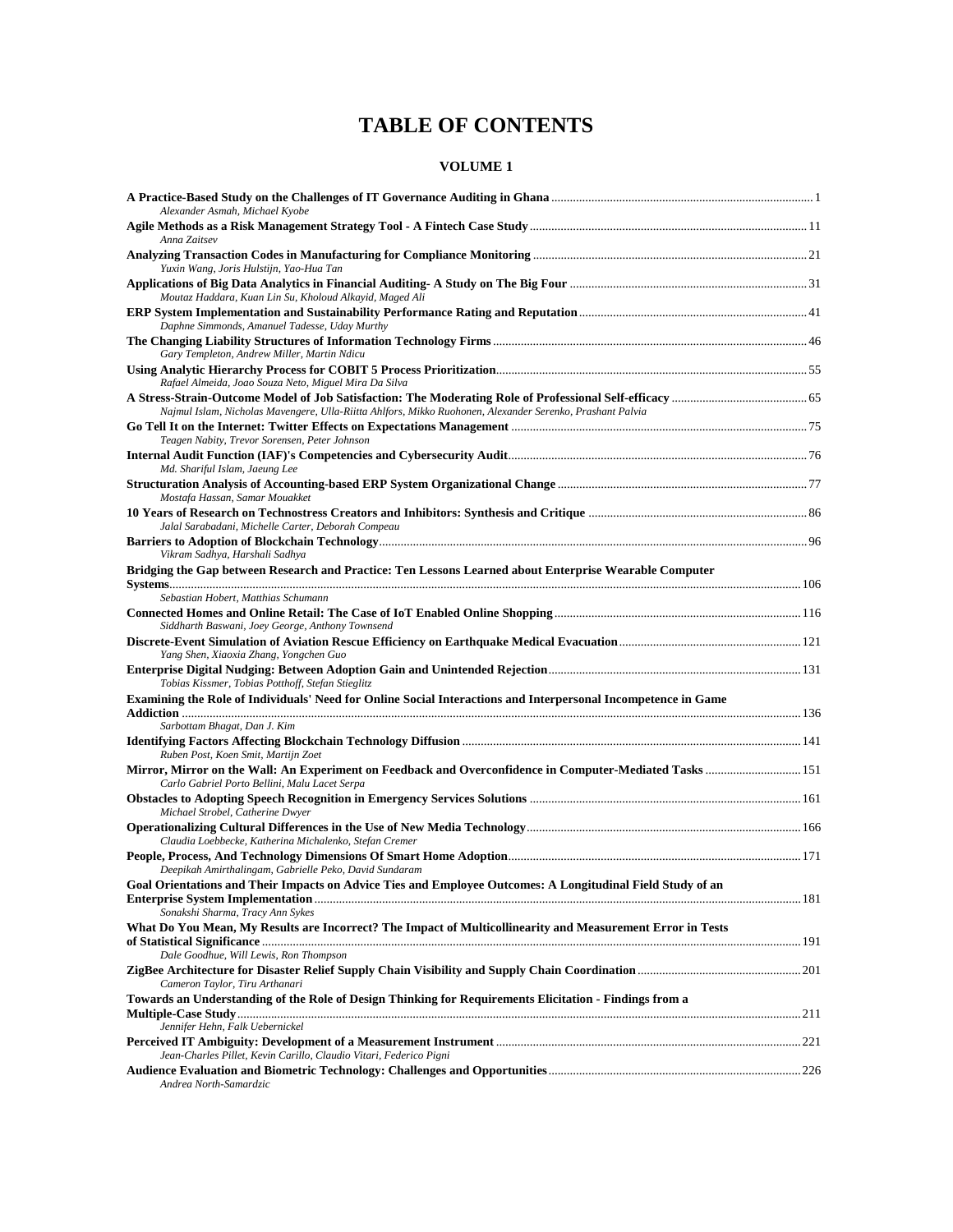# TABLE OF CONTENTS

## VOLUME 1

**A Practice-Based Study on the Challenges of IT Governance Auditing in Ghana** .... 1
*Alexander Asmah, Michael Kyobe*

**Agile Methods as a Risk Management Strategy Tool - A Fintech Case Study** .... 11
*Anna Zaitsev*

**Analyzing Transaction Codes in Manufacturing for Compliance Monitoring** .... 21
*Yuxin Wang, Joris Hulstijn, Yao-Hua Tan*

**Applications of Big Data Analytics in Financial Auditing- A Study on The Big Four** .... 31
*Moutaz Haddara, Kuan Lin Su, Kholoud Alkayid, Maged Ali*

**ERP System Implementation and Sustainability Performance Rating and Reputation** .... 41
*Daphne Simmonds, Amanuel Tadesse, Uday Murthy*

**The Changing Liability Structures of Information Technology Firms** .... 46
*Gary Templeton, Andrew Miller, Martin Ndicu*

**Using Analytic Hierarchy Process for COBIT 5 Process Prioritization** .... 55
*Rafael Almeida, Joao Souza Neto, Miguel Mira Da Silva*

**A Stress-Strain-Outcome Model of Job Satisfaction: The Moderating Role of Professional Self-efficacy** .... 65
*Najmul Islam, Nicholas Mavengere, Ulla-Riitta Ahlfors, Mikko Ruohonen, Alexander Serenko, Prashant Palvia*

**Go Tell It on the Internet: Twitter Effects on Expectations Management** .... 75
*Teagen Nabity, Trevor Sorensen, Peter Johnson*

**Internal Audit Function (IAF)'s Competencies and Cybersecurity Audit** .... 76
*Md. Shariful Islam, Jaeung Lee*

**Structuration Analysis of Accounting-based ERP System Organizational Change** .... 77
*Mostafa Hassan, Samar Mouakket*

**10 Years of Research on Technostress Creators and Inhibitors: Synthesis and Critique** .... 86
*Jalal Sarabadani, Michelle Carter, Deborah Compeau*

**Barriers to Adoption of Blockchain Technology** .... 96
*Vikram Sadhya, Harshali Sadhya*

**Bridging the Gap between Research and Practice: Ten Lessons Learned about Enterprise Wearable Computer Systems** .... 106
*Sebastian Hobert, Matthias Schumann*

**Connected Homes and Online Retail: The Case of IoT Enabled Online Shopping** .... 116
*Siddharth Baswani, Joey George, Anthony Townsend*

**Discrete-Event Simulation of Aviation Rescue Efficiency on Earthquake Medical Evacuation** .... 121
*Yang Shen, Xiaoxia Zhang, Yongchen Guo*

**Enterprise Digital Nudging: Between Adoption Gain and Unintended Rejection** .... 131
*Tobias Kissmer, Tobias Potthoff, Stefan Stieglitz*

**Examining the Role of Individuals' Need for Online Social Interactions and Interpersonal Incompetence in Game Addiction** .... 136
*Sarbottam Bhagat, Dan J. Kim*

**Identifying Factors Affecting Blockchain Technology Diffusion** .... 141
*Ruben Post, Koen Smit, Martijn Zoet*

**Mirror, Mirror on the Wall: An Experiment on Feedback and Overconfidence in Computer-Mediated Tasks** .... 151
*Carlo Gabriel Porto Bellini, Malu Lacet Serpa*

**Obstacles to Adopting Speech Recognition in Emergency Services Solutions** .... 161
*Michael Strobel, Catherine Dwyer*

**Operationalizing Cultural Differences in the Use of New Media Technology** .... 166
*Claudia Loebbecke, Katherina Michalenko, Stefan Cremer*

**People, Process, And Technology Dimensions Of Smart Home Adoption** .... 171
*Deepikah Amirthalingam, Gabrielle Peko, David Sundaram*

**Goal Orientations and Their Impacts on Advice Ties and Employee Outcomes: A Longitudinal Field Study of an Enterprise System Implementation** .... 181
*Sonakshi Sharma, Tracy Ann Sykes*

**What Do You Mean, My Results are Incorrect? The Impact of Multicollinearity and Measurement Error in Tests of Statistical Significance** .... 191
*Dale Goodhue, Will Lewis, Ron Thompson*

**ZigBee Architecture for Disaster Relief Supply Chain Visibility and Supply Chain Coordination** .... 201
*Cameron Taylor, Tiru Arthanari*

**Towards an Understanding of the Role of Design Thinking for Requirements Elicitation - Findings from a Multiple-Case Study** .... 211
*Jennifer Hehn, Falk Uebernickel*

**Perceived IT Ambiguity: Development of a Measurement Instrument** .... 221
*Jean-Charles Pillet, Kevin Carillo, Claudio Vitari, Federico Pigni*

**Audience Evaluation and Biometric Technology: Challenges and Opportunities** .... 226
*Andrea North-Samardzic*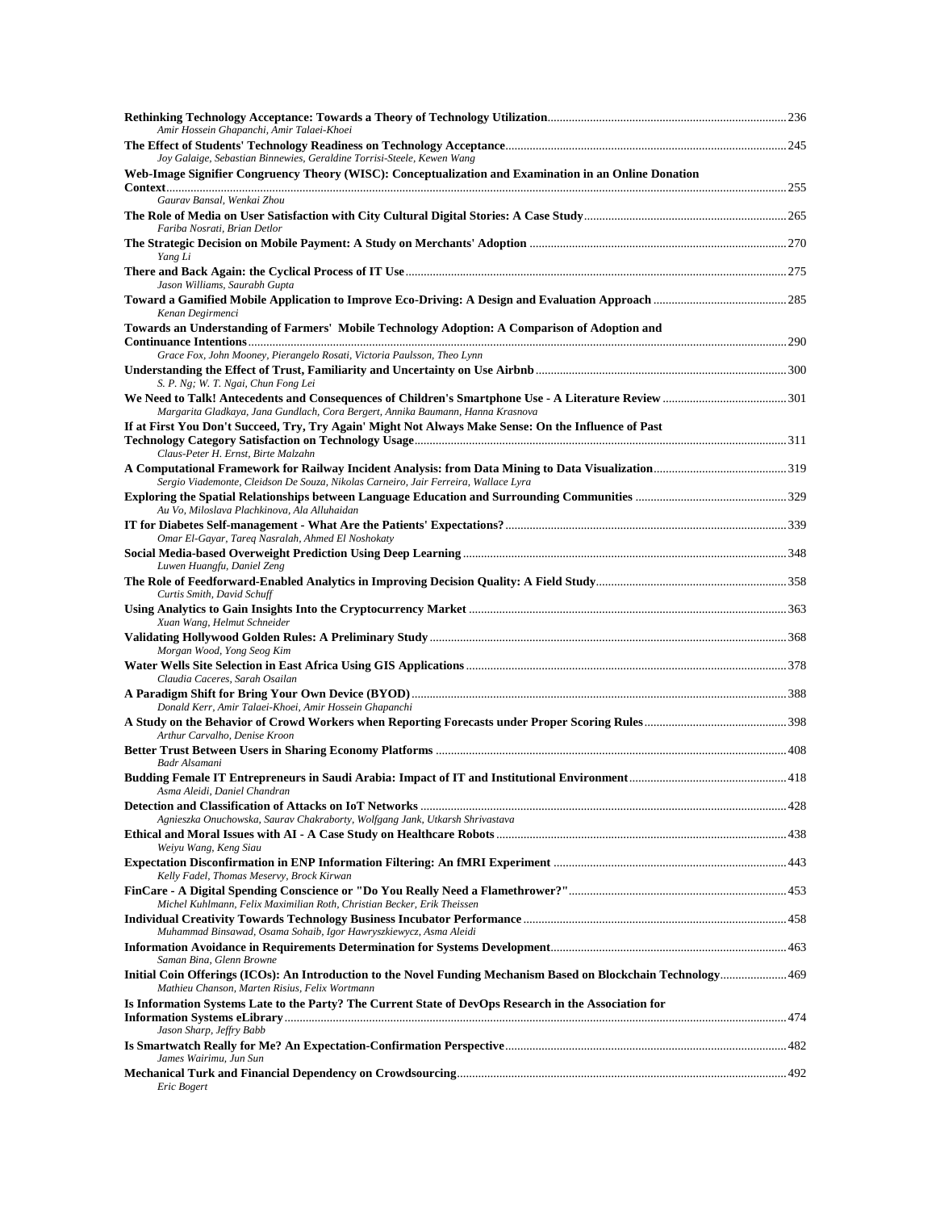**Rethinking Technology Acceptance: Towards a Theory of Technology Utilization** ........ 236
*Amir Hossein Ghapanchi, Amir Talaei-Khoei*

**The Effect of Students' Technology Readiness on Technology Acceptance** ........ 245
*Joy Galaige, Sebastian Binnewies, Geraldine Torrisi-Steele, Kewen Wang*

**Web-Image Signifier Congruency Theory (WISC): Conceptualization and Examination in an Online Donation Context** ........ 255
*Gaurav Bansal, Wenkai Zhou*

**The Role of Media on User Satisfaction with City Cultural Digital Stories: A Case Study** ........ 265
*Fariba Nosrati, Brian Detlor*

**The Strategic Decision on Mobile Payment: A Study on Merchants' Adoption** ........ 270
*Yang Li*

**There and Back Again: the Cyclical Process of IT Use** ........ 275
*Jason Williams, Saurabh Gupta*

**Toward a Gamified Mobile Application to Improve Eco-Driving: A Design and Evaluation Approach** ........ 285
*Kenan Degirmenci*

**Towards an Understanding of Farmers' Mobile Technology Adoption: A Comparison of Adoption and Continuance Intentions** ........ 290
*Grace Fox, John Mooney, Pierangelo Rosati, Victoria Paulsson, Theo Lynn*

**Understanding the Effect of Trust, Familiarity and Uncertainty on Use Airbnb** ........ 300
*S. P. Ng; W. T. Ngai, Chun Fong Lei*

**We Need to Talk! Antecedents and Consequences of Children's Smartphone Use - A Literature Review** ........ 301
*Margarita Gladkaya, Jana Gundlach, Cora Bergert, Annika Baumann, Hanna Krasnova*

**If at First You Don't Succeed, Try, Try Again' Might Not Always Make Sense: On the Influence of Past Technology Category Satisfaction on Technology Usage** ........ 311
*Claus-Peter H. Ernst, Birte Malzahn*

**A Computational Framework for Railway Incident Analysis: from Data Mining to Data Visualization** ........ 319
*Sergio Viademonte, Cleidson De Souza, Nikolas Carneiro, Jair Ferreira, Wallace Lyra*

**Exploring the Spatial Relationships between Language Education and Surrounding Communities** ........ 329
*Au Vo, Miloslava Plachkinova, Ala Alluhaidan*

**IT for Diabetes Self-management - What Are the Patients' Expectations?** ........ 339
*Omar El-Gayar, Tareq Nasralah, Ahmed El Noshokaty*

**Social Media-based Overweight Prediction Using Deep Learning** ........ 348
*Luwen Huangfu, Daniel Zeng*

**The Role of Feedforward-Enabled Analytics in Improving Decision Quality: A Field Study** ........ 358
*Curtis Smith, David Schuff*

**Using Analytics to Gain Insights Into the Cryptocurrency Market** ........ 363
*Xuan Wang, Helmut Schneider*

**Validating Hollywood Golden Rules: A Preliminary Study** ........ 368
*Morgan Wood, Yong Seog Kim*

**Water Wells Site Selection in East Africa Using GIS Applications** ........ 378
*Claudia Caceres, Sarah Osailan*

**A Paradigm Shift for Bring Your Own Device (BYOD)** ........ 388
*Donald Kerr, Amir Talaei-Khoei, Amir Hossein Ghapanchi*

**A Study on the Behavior of Crowd Workers when Reporting Forecasts under Proper Scoring Rules** ........ 398
*Arthur Carvalho, Denise Kroon*

**Better Trust Between Users in Sharing Economy Platforms** ........ 408
*Badr Alsamani*

**Budding Female IT Entrepreneurs in Saudi Arabia: Impact of IT and Institutional Environment** ........ 418
*Asma Aleidi, Daniel Chandran*

**Detection and Classification of Attacks on IoT Networks** ........ 428
*Agnieszka Onuchowska, Saurav Chakraborty, Wolfgang Jank, Utkarsh Shrivastava*

**Ethical and Moral Issues with AI - A Case Study on Healthcare Robots** ........ 438
*Weiyu Wang, Keng Siau*

**Expectation Disconfirmation in ENP Information Filtering: An fMRI Experiment** ........ 443
*Kelly Fadel, Thomas Meservy, Brock Kirwan*

**FinCare - A Digital Spending Conscience or "Do You Really Need a Flamethrower?"** ........ 453
*Michel Kuhlmann, Felix Maximilian Roth, Christian Becker, Erik Theissen*

**Individual Creativity Towards Technology Business Incubator Performance** ........ 458
*Muhammad Binsawad, Osama Sohaib, Igor Hawryszkiewycz, Asma Aleidi*

**Information Avoidance in Requirements Determination for Systems Development** ........ 463
*Saman Bina, Glenn Browne*

**Initial Coin Offerings (ICOs): An Introduction to the Novel Funding Mechanism Based on Blockchain Technology** ........ 469
*Mathieu Chanson, Marten Risius, Felix Wortmann*

**Is Information Systems Late to the Party? The Current State of DevOps Research in the Association for Information Systems eLibrary** ........ 474
*Jason Sharp, Jeffry Babb*

**Is Smartwatch Really for Me? An Expectation-Confirmation Perspective** ........ 482
*James Wairimu, Jun Sun*

**Mechanical Turk and Financial Dependency on Crowdsourcing** ........ 492
*Eric Bogert*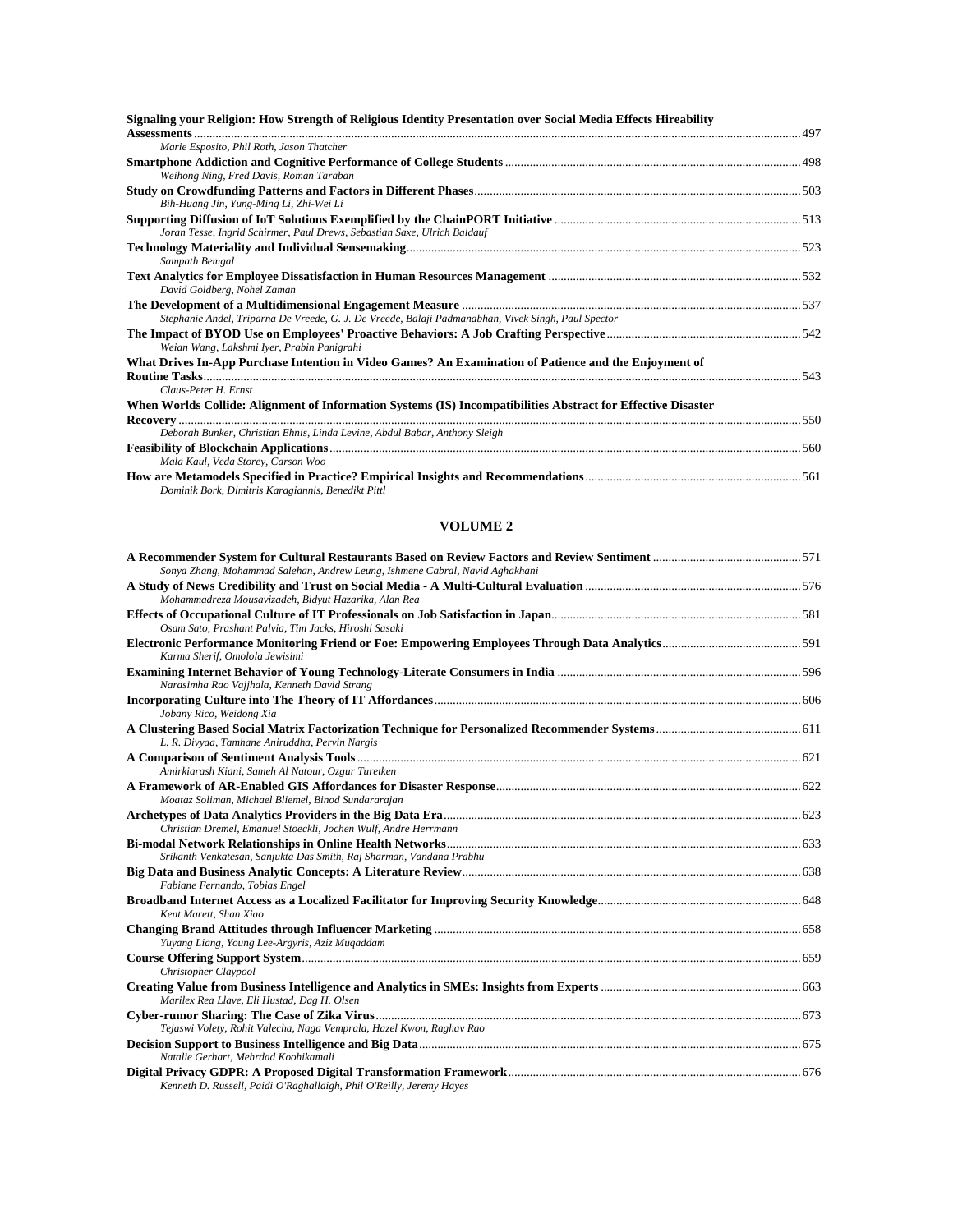**Signaling your Religion: How Strength of Religious Identity Presentation over Social Media Effects Hireability Assessments** ........ 497
*Marie Esposito, Phil Roth, Jason Thatcher*

**Smartphone Addiction and Cognitive Performance of College Students** ........ 498
*Weihong Ning, Fred Davis, Roman Taraban*

**Study on Crowdfunding Patterns and Factors in Different Phases** ........ 503
*Bih-Huang Jin, Yung-Ming Li, Zhi-Wei Li*

**Supporting Diffusion of IoT Solutions Exemplified by the ChainPORT Initiative** ........ 513
*Joran Tesse, Ingrid Schirmer, Paul Drews, Sebastian Saxe, Ulrich Baldauf*

**Technology Materiality and Individual Sensemaking** ........ 523
*Sampath Bemgal*

**Text Analytics for Employee Dissatisfaction in Human Resources Management** ........ 532
*David Goldberg, Nohel Zaman*

**The Development of a Multidimensional Engagement Measure** ........ 537
*Stephanie Andel, Triparna De Vreede, G. J. De Vreede, Balaji Padmanabhan, Vivek Singh, Paul Spector*

**The Impact of BYOD Use on Employees' Proactive Behaviors: A Job Crafting Perspective** ........ 542
*Weian Wang, Lakshmi Iyer, Prabin Panigrahi*

**What Drives In-App Purchase Intention in Video Games? An Examination of Patience and the Enjoyment of Routine Tasks** ........ 543
*Claus-Peter H. Ernst*

**When Worlds Collide: Alignment of Information Systems (IS) Incompatibilities Abstract for Effective Disaster Recovery** ........ 550
*Deborah Bunker, Christian Ehnis, Linda Levine, Abdul Babar, Anthony Sleigh*

**Feasibility of Blockchain Applications** ........ 560
*Mala Kaul, Veda Storey, Carson Woo*

**How are Metamodels Specified in Practice? Empirical Insights and Recommendations** ........ 561
*Dominik Bork, Dimitris Karagiannis, Benedikt Pittl*

## VOLUME 2

**A Recommender System for Cultural Restaurants Based on Review Factors and Review Sentiment** ........ 571
*Sonya Zhang, Mohammad Salehan, Andrew Leung, Ishmene Cabral, Navid Aghakhani*

**A Study of News Credibility and Trust on Social Media - A Multi-Cultural Evaluation** ........ 576
*Mohammadreza Mousavizadeh, Bidyut Hazarika, Alan Rea*

**Effects of Occupational Culture of IT Professionals on Job Satisfaction in Japan** ........ 581
*Osam Sato, Prashant Palvia, Tim Jacks, Hiroshi Sasaki*

**Electronic Performance Monitoring Friend or Foe: Empowering Employees Through Data Analytics** ........ 591
*Karma Sherif, Omolola Jewisimi*

**Examining Internet Behavior of Young Technology-Literate Consumers in India** ........ 596
*Narasimha Rao Vajjhala, Kenneth David Strang*

**Incorporating Culture into The Theory of IT Affordances** ........ 606
*Jobany Rico, Weidong Xia*

**A Clustering Based Social Matrix Factorization Technique for Personalized Recommender Systems** ........ 611
*L. R. Divyaa, Tamhane Aniruddha, Pervin Nargis*

**A Comparison of Sentiment Analysis Tools** ........ 621
*Amirkiarash Kiani, Sameh Al Natour, Ozgur Turetken*

**A Framework of AR-Enabled GIS Affordances for Disaster Response** ........ 622
*Moataz Soliman, Michael Bliemel, Binod Sundararajan*

**Archetypes of Data Analytics Providers in the Big Data Era** ........ 623
*Christian Dremel, Emanuel Stoeckli, Jochen Wulf, Andre Herrmann*

**Bi-modal Network Relationships in Online Health Networks** ........ 633
*Srikanth Venkatesan, Sanjukta Das Smith, Raj Sharman, Vandana Prabhu*

**Big Data and Business Analytic Concepts: A Literature Review** ........ 638
*Fabiane Fernando, Tobias Engel*

**Broadband Internet Access as a Localized Facilitator for Improving Security Knowledge** ........ 648
*Kent Marett, Shan Xiao*

**Changing Brand Attitudes through Influencer Marketing** ........ 658
*Yuyang Liang, Young Lee-Argyris, Aziz Muqaddam*

**Course Offering Support System** ........ 659
*Christopher Claypool*

**Creating Value from Business Intelligence and Analytics in SMEs: Insights from Experts** ........ 663
*Marilex Rea Llave, Eli Hustad, Dag H. Olsen*

**Cyber-rumor Sharing: The Case of Zika Virus** ........ 673
*Tejaswi Volety, Rohit Valecha, Naga Vemprala, Hazel Kwon, Raghav Rao*

**Decision Support to Business Intelligence and Big Data** ........ 675
*Natalie Gerhart, Mehrdad Koohikamali*

**Digital Privacy GDPR: A Proposed Digital Transformation Framework** ........ 676
*Kenneth D. Russell, Paidi O'Raghallaigh, Phil O'Reilly, Jeremy Hayes*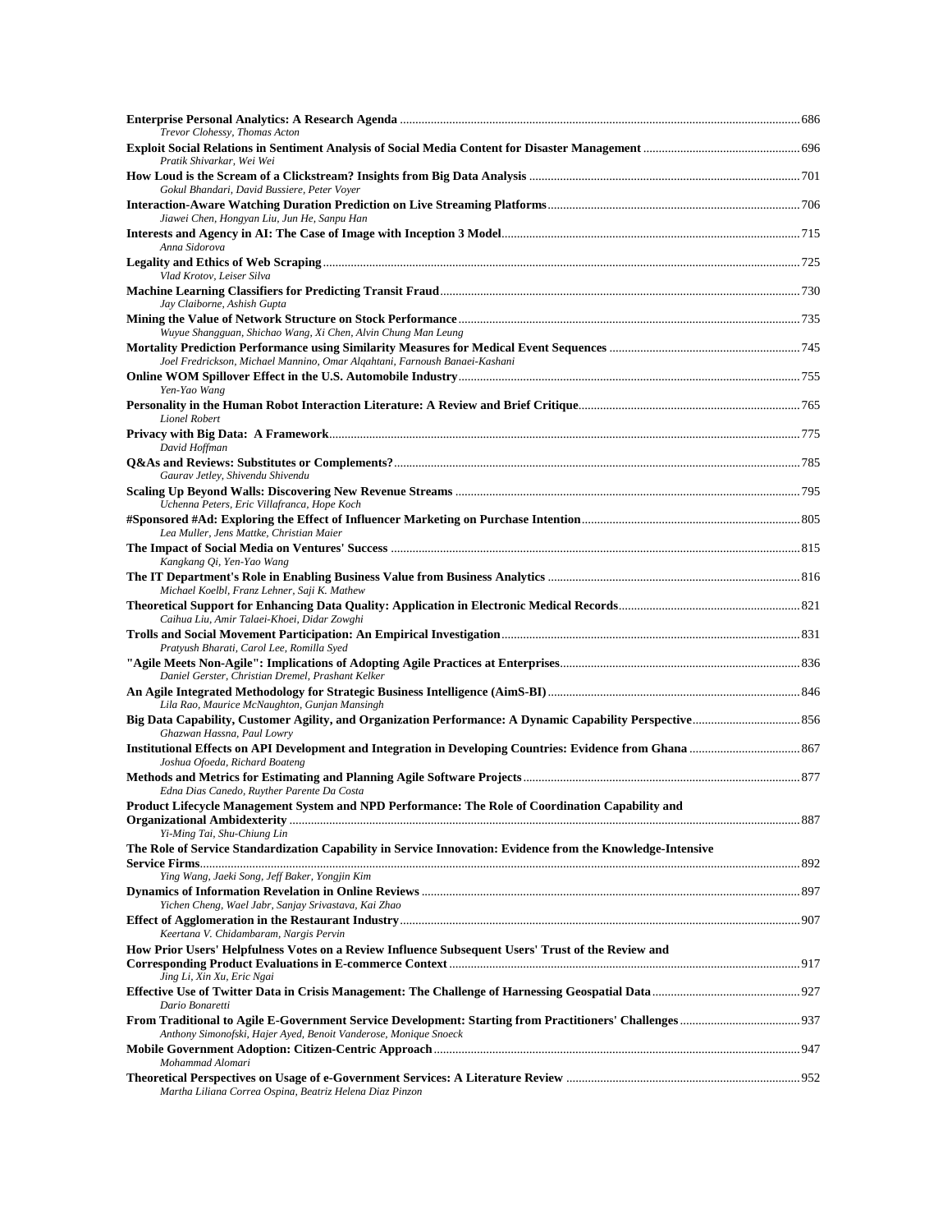**Enterprise Personal Analytics: A Research Agenda** ........................................................ 686
*Trevor Clohessy, Thomas Acton*

**Exploit Social Relations in Sentiment Analysis of Social Media Content for Disaster Management** ........................................................ 696
*Pratik Shivarkar, Wei Wei*

**How Loud is the Scream of a Clickstream? Insights from Big Data Analysis** ........................................................ 701
*Gokul Bhandari, David Bussiere, Peter Voyer*

**Interaction-Aware Watching Duration Prediction on Live Streaming Platforms** ........................................................ 706
*Jiawei Chen, Hongyan Liu, Jun He, Sanpu Han*

**Interests and Agency in AI: The Case of Image with Inception 3 Model** ........................................................ 715
*Anna Sidorova*

**Legality and Ethics of Web Scraping** ........................................................ 725
*Vlad Krotov, Leiser Silva*

**Machine Learning Classifiers for Predicting Transit Fraud** ........................................................ 730
*Jay Claiborne, Ashish Gupta*

**Mining the Value of Network Structure on Stock Performance** ........................................................ 735
*Wuyue Shangguan, Shichao Wang, Xi Chen, Alvin Chung Man Leung*

**Mortality Prediction Performance using Similarity Measures for Medical Event Sequences** ........................................................ 745
*Joel Fredrickson, Michael Mannino, Omar Alqahtani, Farnoush Banaei-Kashani*

**Online WOM Spillover Effect in the U.S. Automobile Industry** ........................................................ 755
*Yen-Yao Wang*

**Personality in the Human Robot Interaction Literature: A Review and Brief Critique** ........................................................ 765
*Lionel Robert*

**Privacy with Big Data: A Framework** ........................................................ 775
*David Hoffman*

**Q&As and Reviews: Substitutes or Complements?** ........................................................ 785
*Gaurav Jetley, Shivendu Shivendu*

**Scaling Up Beyond Walls: Discovering New Revenue Streams** ........................................................ 795
*Uchenna Peters, Eric Villafranca, Hope Koch*

**#Sponsored #Ad: Exploring the Effect of Influencer Marketing on Purchase Intention** ........................................................ 805
*Lea Muller, Jens Mattke, Christian Maier*

**The Impact of Social Media on Ventures' Success** ........................................................ 815
*Kangkang Qi, Yen-Yao Wang*

**The IT Department's Role in Enabling Business Value from Business Analytics** ........................................................ 816
*Michael Koelbl, Franz Lehner, Saji K. Mathew*

**Theoretical Support for Enhancing Data Quality: Application in Electronic Medical Records** ........................................................ 821
*Caihua Liu, Amir Talaei-Khoei, Didar Zowghi*

**Trolls and Social Movement Participation: An Empirical Investigation** ........................................................ 831
*Pratyush Bharati, Carol Lee, Romilla Syed*

**"Agile Meets Non-Agile": Implications of Adopting Agile Practices at Enterprises** ........................................................ 836
*Daniel Gerster, Christian Dremel, Prashant Kelker*

**An Agile Integrated Methodology for Strategic Business Intelligence (AimS-BI)** ........................................................ 846
*Lila Rao, Maurice McNaughton, Gunjan Mansingh*

**Big Data Capability, Customer Agility, and Organization Performance: A Dynamic Capability Perspective** ........................................................ 856
*Ghazwan Hassna, Paul Lowry*

**Institutional Effects on API Development and Integration in Developing Countries: Evidence from Ghana** ........................................................ 867
*Joshua Ofoeda, Richard Boateng*

**Methods and Metrics for Estimating and Planning Agile Software Projects** ........................................................ 877
*Edna Dias Canedo, Ruyther Parente Da Costa*

**Product Lifecycle Management System and NPD Performance: The Role of Coordination Capability and Organizational Ambidexterity** ........................................................ 887
*Yi-Ming Tai, Shu-Chiung Lin*

**The Role of Service Standardization Capability in Service Innovation: Evidence from the Knowledge-Intensive Service Firms** ........................................................ 892
*Ying Wang, Jaeki Song, Jeff Baker, Yongjin Kim*

**Dynamics of Information Revelation in Online Reviews** ........................................................ 897
*Yichen Cheng, Wael Jabr, Sanjay Srivastava, Kai Zhao*

**Effect of Agglomeration in the Restaurant Industry** ........................................................ 907
*Keertana V. Chidambaram, Nargis Pervin*

**How Prior Users' Helpfulness Votes on a Review Influence Subsequent Users' Trust of the Review and Corresponding Product Evaluations in E-commerce Context** ........................................................ 917
*Jing Li, Xin Xu, Eric Ngai*

**Effective Use of Twitter Data in Crisis Management: The Challenge of Harnessing Geospatial Data** ........................................................ 927
*Dario Bonaretti*

**From Traditional to Agile E-Government Service Development: Starting from Practitioners' Challenges** ........................................................ 937
*Anthony Simonofski, Hajer Ayed, Benoit Vanderose, Monique Snoeck*

**Mobile Government Adoption: Citizen-Centric Approach** ........................................................ 947
*Mohammad Alomari*

**Theoretical Perspectives on Usage of e-Government Services: A Literature Review** ........................................................ 952
*Martha Liliana Correa Ospina, Beatriz Helena Diaz Pinzon*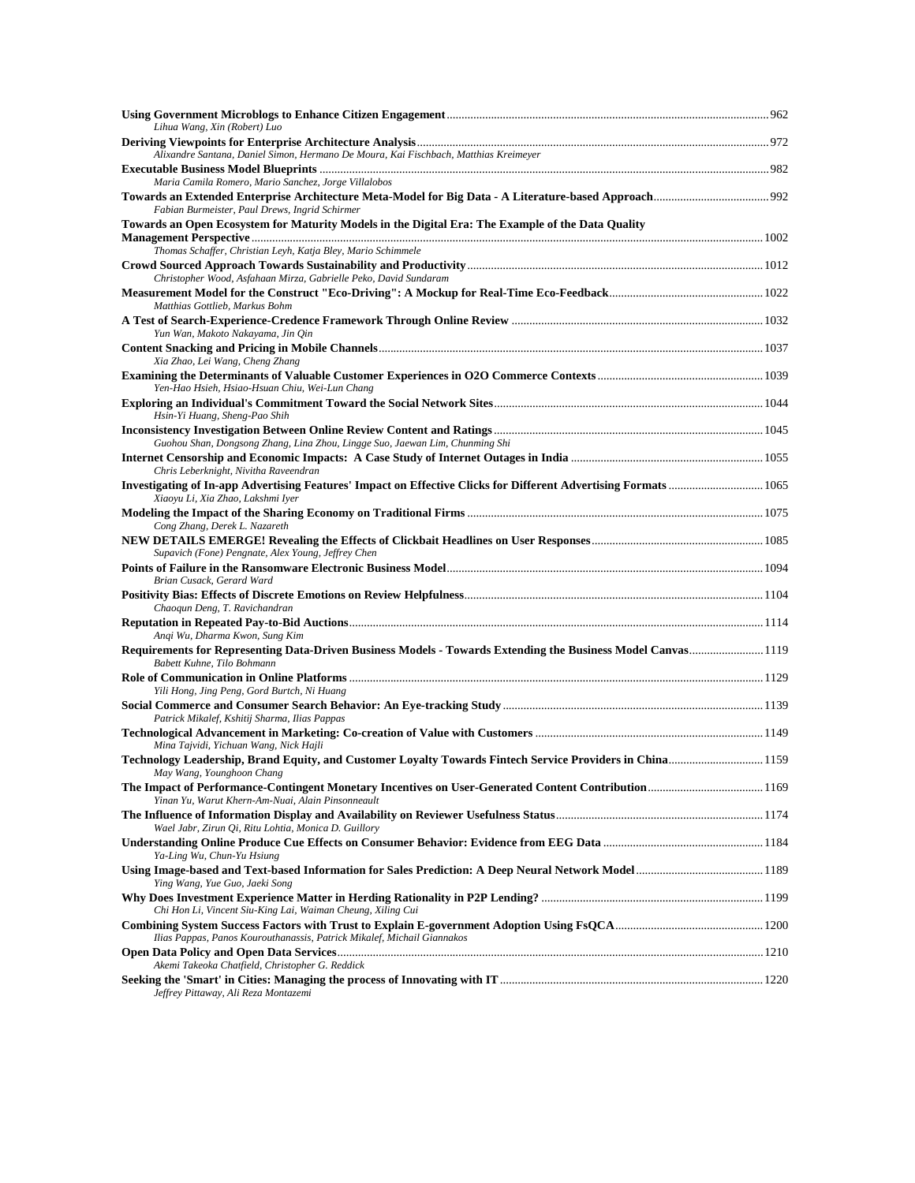**Using Government Microblogs to Enhance Citizen Engagement** .......... 962
*Lihua Wang, Xin (Robert) Luo*

**Deriving Viewpoints for Enterprise Architecture Analysis** .......... 972
*Alixandre Santana, Daniel Simon, Hermano De Moura, Kai Fischbach, Matthias Kreimeyer*

**Executable Business Model Blueprints** .......... 982
*Maria Camila Romero, Mario Sanchez, Jorge Villalobos*

**Towards an Extended Enterprise Architecture Meta-Model for Big Data - A Literature-based Approach** .......... 992
*Fabian Burmeister, Paul Drews, Ingrid Schirmer*

**Towards an Open Ecosystem for Maturity Models in the Digital Era: The Example of the Data Quality Management Perspective** .......... 1002
*Thomas Schaffer, Christian Leyh, Katja Bley, Mario Schimmele*

**Crowd Sourced Approach Towards Sustainability and Productivity** .......... 1012
*Christopher Wood, Asfahaan Mirza, Gabrielle Peko, David Sundaram*

**Measurement Model for the Construct "Eco-Driving": A Mockup for Real-Time Eco-Feedback** .......... 1022
*Matthias Gottlieb, Markus Bohm*

**A Test of Search-Experience-Credence Framework Through Online Review** .......... 1032
*Yun Wan, Makoto Nakayama, Jin Qin*

**Content Snacking and Pricing in Mobile Channels** .......... 1037
*Xia Zhao, Lei Wang, Cheng Zhang*

**Examining the Determinants of Valuable Customer Experiences in O2O Commerce Contexts** .......... 1039
*Yen-Hao Hsieh, Hsiao-Hsuan Chiu, Wei-Lun Chang*

**Exploring an Individual's Commitment Toward the Social Network Sites** .......... 1044
*Hsin-Yi Huang, Sheng-Pao Shih*

**Inconsistency Investigation Between Online Review Content and Ratings** .......... 1045
*Guohou Shan, Dongsong Zhang, Lina Zhou, Lingge Suo, Jaewan Lim, Chunming Shi*

**Internet Censorship and Economic Impacts: A Case Study of Internet Outages in India** .......... 1055
*Chris Leberknight, Nivitha Raveendran*

**Investigating of In-app Advertising Features' Impact on Effective Clicks for Different Advertising Formats** .......... 1065
*Xiaoyu Li, Xia Zhao, Lakshmi Iyer*

**Modeling the Impact of the Sharing Economy on Traditional Firms** .......... 1075
*Cong Zhang, Derek L. Nazareth*

**NEW DETAILS EMERGE! Revealing the Effects of Clickbait Headlines on User Responses** .......... 1085
*Supavich (Fone) Pengnate, Alex Young, Jeffrey Chen*

**Points of Failure in the Ransomware Electronic Business Model** .......... 1094
*Brian Cusack, Gerard Ward*

**Positivity Bias: Effects of Discrete Emotions on Review Helpfulness** .......... 1104
*Chaoqun Deng, T. Ravichandran*

**Reputation in Repeated Pay-to-Bid Auctions** .......... 1114
*Anqi Wu, Dharma Kwon, Sung Kim*

**Requirements for Representing Data-Driven Business Models - Towards Extending the Business Model Canvas** .......... 1119
*Babett Kuhne, Tilo Bohmann*

**Role of Communication in Online Platforms** .......... 1129
*Yili Hong, Jing Peng, Gord Burtch, Ni Huang*

**Social Commerce and Consumer Search Behavior: An Eye-tracking Study** .......... 1139
*Patrick Mikalef, Kshitij Sharma, Ilias Pappas*

**Technological Advancement in Marketing: Co-creation of Value with Customers** .......... 1149
*Mina Tajvidi, Yichuan Wang, Nick Hajli*

**Technology Leadership, Brand Equity, and Customer Loyalty Towards Fintech Service Providers in China** .......... 1159
*May Wang, Younghoon Chang*

**The Impact of Performance-Contingent Monetary Incentives on User-Generated Content Contribution** .......... 1169
*Yinan Yu, Warut Khern-Am-Nuai, Alain Pinsonneault*

**The Influence of Information Display and Availability on Reviewer Usefulness Status** .......... 1174
*Wael Jabr, Zirun Qi, Ritu Lohtia, Monica D. Guillory*

**Understanding Online Produce Cue Effects on Consumer Behavior: Evidence from EEG Data** .......... 1184
*Ya-Ling Wu, Chun-Yu Hsiung*

**Using Image-based and Text-based Information for Sales Prediction: A Deep Neural Network Model** .......... 1189
*Ying Wang, Yue Guo, Jaeki Song*

**Why Does Investment Experience Matter in Herding Rationality in P2P Lending?** .......... 1199
*Chi Hon Li, Vincent Siu-King Lai, Waiman Cheung, Xiling Cui*

**Combining System Success Factors with Trust to Explain E-government Adoption Using FsQCA** .......... 1200
*Ilias Pappas, Panos Kourouthanassis, Patrick Mikalef, Michail Giannakos*

**Open Data Policy and Open Data Services** .......... 1210
*Akemi Takeoka Chatfield, Christopher G. Reddick*

**Seeking the 'Smart' in Cities: Managing the process of Innovating with IT** .......... 1220
*Jeffrey Pittaway, Ali Reza Montazemi*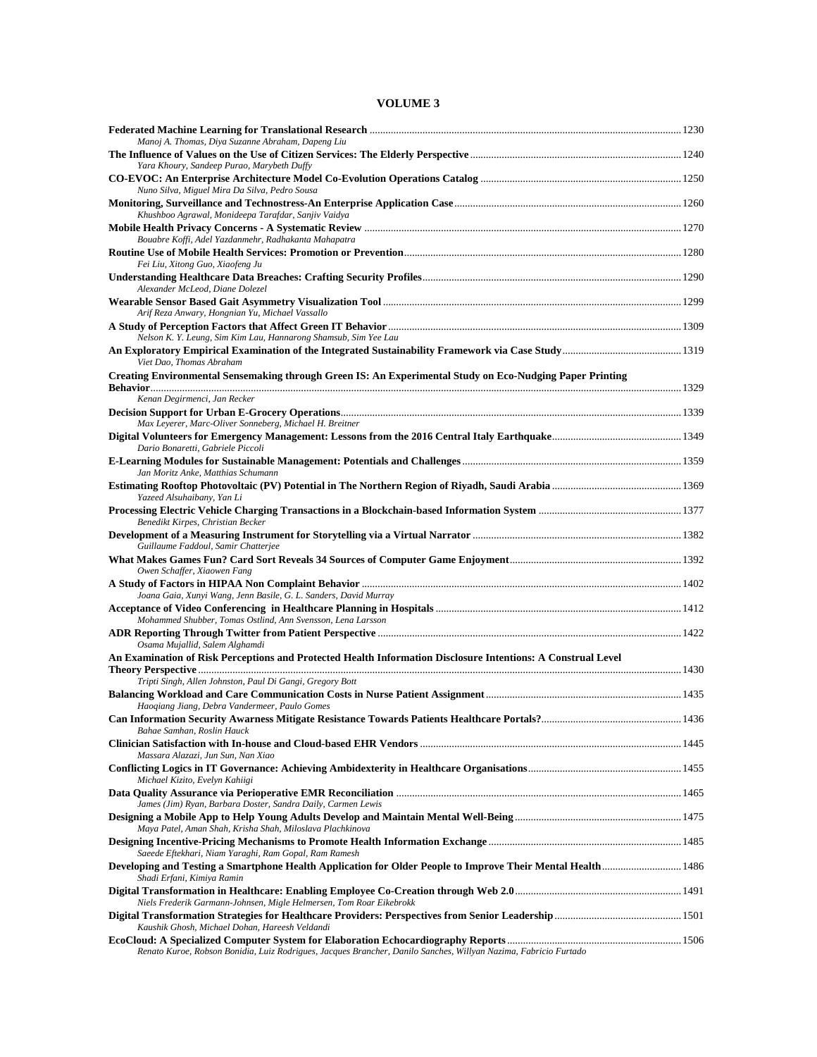# VOLUME 3

**Federated Machine Learning for Translational Research** ........ 1230
*Manoj A. Thomas, Diya Suzanne Abraham, Dapeng Liu*

**The Influence of Values on the Use of Citizen Services: The Elderly Perspective** ........ 1240
*Yara Khoury, Sandeep Purao, Marybeth Duffy*

**CO-EVOC: An Enterprise Architecture Model Co-Evolution Operations Catalog** ........ 1250
*Nuno Silva, Miguel Mira Da Silva, Pedro Sousa*

**Monitoring, Surveillance and Technostress-An Enterprise Application Case** ........ 1260
*Khushboo Agrawal, Monideepa Tarafdar, Sanjiv Vaidya*

**Mobile Health Privacy Concerns - A Systematic Review** ........ 1270
*Bouabre Koffi, Adel Yazdanmehr, Radhakanta Mahapatra*

**Routine Use of Mobile Health Services: Promotion or Prevention** ........ 1280
*Fei Liu, Xitong Guo, Xiaofeng Ju*

**Understanding Healthcare Data Breaches: Crafting Security Profiles** ........ 1290
*Alexander McLeod, Diane Dolezel*

**Wearable Sensor Based Gait Asymmetry Visualization Tool** ........ 1299
*Arif Reza Anwary, Hongnian Yu, Michael Vassallo*

**A Study of Perception Factors that Affect Green IT Behavior** ........ 1309
*Nelson K. Y. Leung, Sim Kim Lau, Hannarong Shamsub, Sim Yee Lau*

**An Exploratory Empirical Examination of the Integrated Sustainability Framework via Case Study** ........ 1319
*Viet Dao, Thomas Abraham*

**Creating Environmental Sensemaking through Green IS: An Experimental Study on Eco-Nudging Paper Printing Behavior** ........ 1329
*Kenan Degirmenci, Jan Recker*

**Decision Support for Urban E-Grocery Operations** ........ 1339
*Max Leyerer, Marc-Oliver Sonneberg, Michael H. Breitner*

**Digital Volunteers for Emergency Management: Lessons from the 2016 Central Italy Earthquake** ........ 1349
*Dario Bonaretti, Gabriele Piccoli*

**E-Learning Modules for Sustainable Management: Potentials and Challenges** ........ 1359
*Jan Moritz Anke, Matthias Schumann*

**Estimating Rooftop Photovoltaic (PV) Potential in The Northern Region of Riyadh, Saudi Arabia** ........ 1369
*Yazeed Alsuhaibany, Yan Li*

**Processing Electric Vehicle Charging Transactions in a Blockchain-based Information System** ........ 1377
*Benedikt Kirpes, Christian Becker*

**Development of a Measuring Instrument for Storytelling via a Virtual Narrator** ........ 1382
*Guillaume Faddoul, Samir Chatterjee*

**What Makes Games Fun? Card Sort Reveals 34 Sources of Computer Game Enjoyment** ........ 1392
*Owen Schaffer, Xiaowen Fang*

**A Study of Factors in HIPAA Non Complaint Behavior** ........ 1402
*Joana Gaia, Xunyi Wang, Jenn Basile, G. L. Sanders, David Murray*

**Acceptance of Video Conferencing in Healthcare Planning in Hospitals** ........ 1412
*Mohammed Shubber, Tomas Ostlind, Ann Svensson, Lena Larsson*

**ADR Reporting Through Twitter from Patient Perspective** ........ 1422
*Osama Mujallid, Salem Alghamdi*

**An Examination of Risk Perceptions and Protected Health Information Disclosure Intentions: A Construal Level Theory Perspective** ........ 1430
*Tripti Singh, Allen Johnston, Paul Di Gangi, Gregory Bott*

**Balancing Workload and Care Communication Costs in Nurse Patient Assignment** ........ 1435
*Haoqiang Jiang, Debra Vandermeer, Paulo Gomes*

**Can Information Security Awarness Mitigate Resistance Towards Patients Healthcare Portals?** ........ 1436
*Bahae Samhan, Roslin Hauck*

**Clinician Satisfaction with In-house and Cloud-based EHR Vendors** ........ 1445
*Massara Alazazi, Jun Sun, Nan Xiao*

**Conflicting Logics in IT Governance: Achieving Ambidexterity in Healthcare Organisations** ........ 1455
*Michael Kizito, Evelyn Kahiigi*

**Data Quality Assurance via Perioperative EMR Reconciliation** ........ 1465
*James (Jim) Ryan, Barbara Doster, Sandra Daily, Carmen Lewis*

**Designing a Mobile App to Help Young Adults Develop and Maintain Mental Well-Being** ........ 1475
*Maya Patel, Aman Shah, Krisha Shah, Miloslava Plachkinova*

**Designing Incentive-Pricing Mechanisms to Promote Health Information Exchange** ........ 1485
*Saeede Eftekhari, Niam Yaraghi, Ram Gopal, Ram Ramesh*

**Developing and Testing a Smartphone Health Application for Older People to Improve Their Mental Health** ........ 1486
*Shadi Erfani, Kimiya Ramin*

**Digital Transformation in Healthcare: Enabling Employee Co-Creation through Web 2.0** ........ 1491
*Niels Frederik Garmann-Johnsen, Migle Helmersen, Tom Roar Eikebrokk*

**Digital Transformation Strategies for Healthcare Providers: Perspectives from Senior Leadership** ........ 1501
*Kaushik Ghosh, Michael Dohan, Hareesh Veldandi*

**EcoCloud: A Specialized Computer System for Elaboration Echocardiography Reports** ........ 1506
*Renato Kuroe, Robson Bonidia, Luiz Rodrigues, Jacques Brancher, Danilo Sanches, Willyan Nazima, Fabricio Furtado*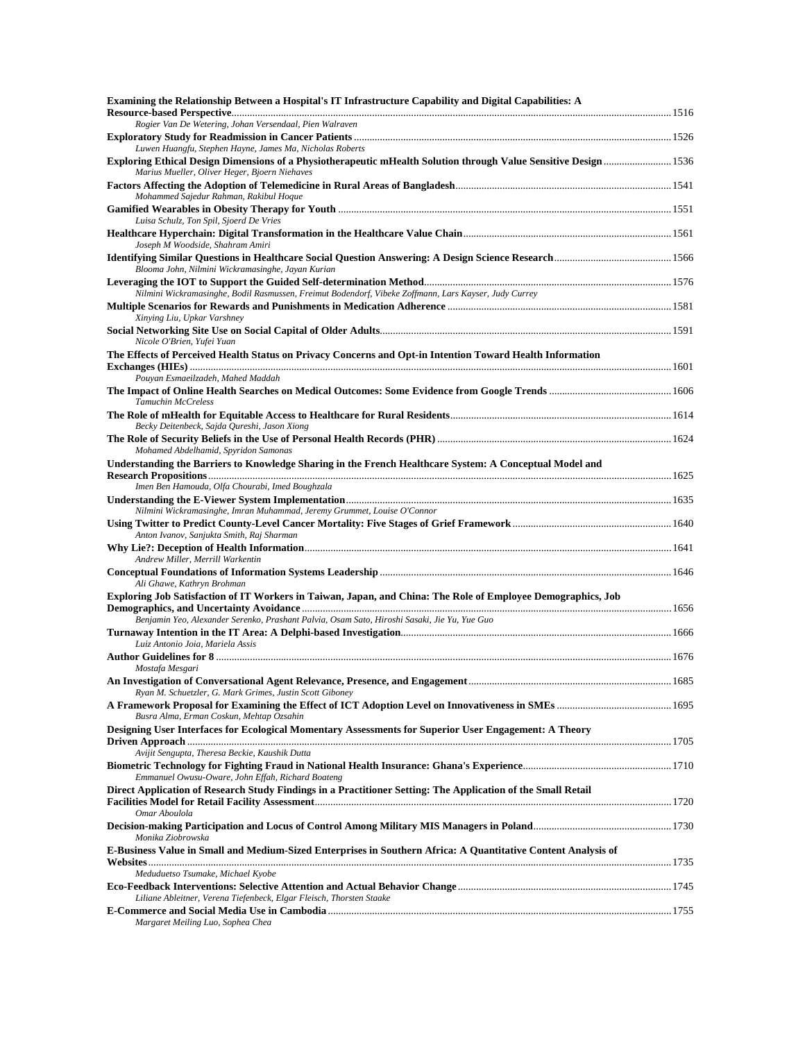**Examining the Relationship Between a Hospital's IT Infrastructure Capability and Digital Capabilities: A Resource-based Perspective** .......... 1516
*Rogier Van De Wetering, Johan Versendaal, Pien Walraven*

**Exploratory Study for Readmission in Cancer Patients** .......... 1526
*Luwen Huangfu, Stephen Hayne, James Ma, Nicholas Roberts*

**Exploring Ethical Design Dimensions of a Physiotherapeutic mHealth Solution through Value Sensitive Design** .......... 1536
*Marius Mueller, Oliver Heger, Bjoern Niehaves*

**Factors Affecting the Adoption of Telemedicine in Rural Areas of Bangladesh** .......... 1541
*Mohammed Sajedur Rahman, Rakibul Hoque*

**Gamified Wearables in Obesity Therapy for Youth** .......... 1551
*Luisa Schulz, Ton Spil, Sjoerd De Vries*

**Healthcare Hyperchain: Digital Transformation in the Healthcare Value Chain** .......... 1561
*Joseph M Woodside, Shahram Amiri*

**Identifying Similar Questions in Healthcare Social Question Answering: A Design Science Research** .......... 1566
*Blooma John, Nilmini Wickramasinghe, Jayan Kurian*

**Leveraging the IOT to Support the Guided Self-determination Method** .......... 1576
*Nilmini Wickramasinghe, Bodil Rasmussen, Freimut Bodendorf, Vibeke Zoffmann, Lars Kayser, Judy Currey*

**Multiple Scenarios for Rewards and Punishments in Medication Adherence** .......... 1581
*Xinying Liu, Upkar Varshney*

**Social Networking Site Use on Social Capital of Older Adults** .......... 1591
*Nicole O'Brien, Yufei Yuan*

**The Effects of Perceived Health Status on Privacy Concerns and Opt-in Intention Toward Health Information Exchanges (HIEs)** .......... 1601
*Pouyan Esmaeilzadeh, Mahed Maddah*

**The Impact of Online Health Searches on Medical Outcomes: Some Evidence from Google Trends** .......... 1606
*Tamuchin McCreless*

**The Role of mHealth for Equitable Access to Healthcare for Rural Residents** .......... 1614
*Becky Deitenbeck, Sajda Qureshi, Jason Xiong*

**The Role of Security Beliefs in the Use of Personal Health Records (PHR)** .......... 1624
*Mohamed Abdelhamid, Spyridon Samonas*

**Understanding the Barriers to Knowledge Sharing in the French Healthcare System: A Conceptual Model and Research Propositions** .......... 1625
*Imen Ben Hamouda, Olfa Chourabi, Imed Boughzala*

**Understanding the E-Viewer System Implementation** .......... 1635
*Nilmini Wickramasinghe, Imran Muhammad, Jeremy Grummet, Louise O'Connor*

**Using Twitter to Predict County-Level Cancer Mortality: Five Stages of Grief Framework** .......... 1640
*Anton Ivanov, Sanjukta Smith, Raj Sharman*

**Why Lie?: Deception of Health Information** .......... 1641
*Andrew Miller, Merrill Warkentin*

**Conceptual Foundations of Information Systems Leadership** .......... 1646
*Ali Ghawe, Kathryn Brohman*

**Exploring Job Satisfaction of IT Workers in Taiwan, Japan, and China: The Role of Employee Demographics, Job Demographics, and Uncertainty Avoidance** .......... 1656
*Benjamin Yeo, Alexander Serenko, Prashant Palvia, Osam Sato, Hiroshi Sasaki, Jie Yu, Yue Guo*

**Turnaway Intention in the IT Area: A Delphi-based Investigation** .......... 1666
*Luiz Antonio Joia, Mariela Assis*

**Author Guidelines for 8** .......... 1676
*Mostafa Mesgari*

**An Investigation of Conversational Agent Relevance, Presence, and Engagement** .......... 1685
*Ryan M. Schuetzler, G. Mark Grimes, Justin Scott Giboney*

**A Framework Proposal for Examining the Effect of ICT Adoption Level on Innovativeness in SMEs** .......... 1695
*Busra Alma, Erman Coskun, Mehtap Ozsahin*

**Designing User Interfaces for Ecological Momentary Assessments for Superior User Engagement: A Theory Driven Approach** .......... 1705
*Avijit Sengupta, Theresa Beckie, Kaushik Dutta*

**Biometric Technology for Fighting Fraud in National Health Insurance: Ghana's Experience** .......... 1710
*Emmanuel Owusu-Oware, John Effah, Richard Boateng*

**Direct Application of Research Study Findings in a Practitioner Setting: The Application of the Small Retail Facilities Model for Retail Facility Assessment** .......... 1720
*Omar Aboulola*

**Decision-making Participation and Locus of Control Among Military MIS Managers in Poland** .......... 1730
*Monika Ziobrowska*

**E-Business Value in Small and Medium-Sized Enterprises in Southern Africa: A Quantitative Content Analysis of Websites** .......... 1735
*Meduduetso Tsumake, Michael Kyobe*

**Eco-Feedback Interventions: Selective Attention and Actual Behavior Change** .......... 1745
*Liliane Ableitner, Verena Tiefenbeck, Elgar Fleisch, Thorsten Staake*

**E-Commerce and Social Media Use in Cambodia** .......... 1755
*Margaret Meiling Luo, Sophea Chea*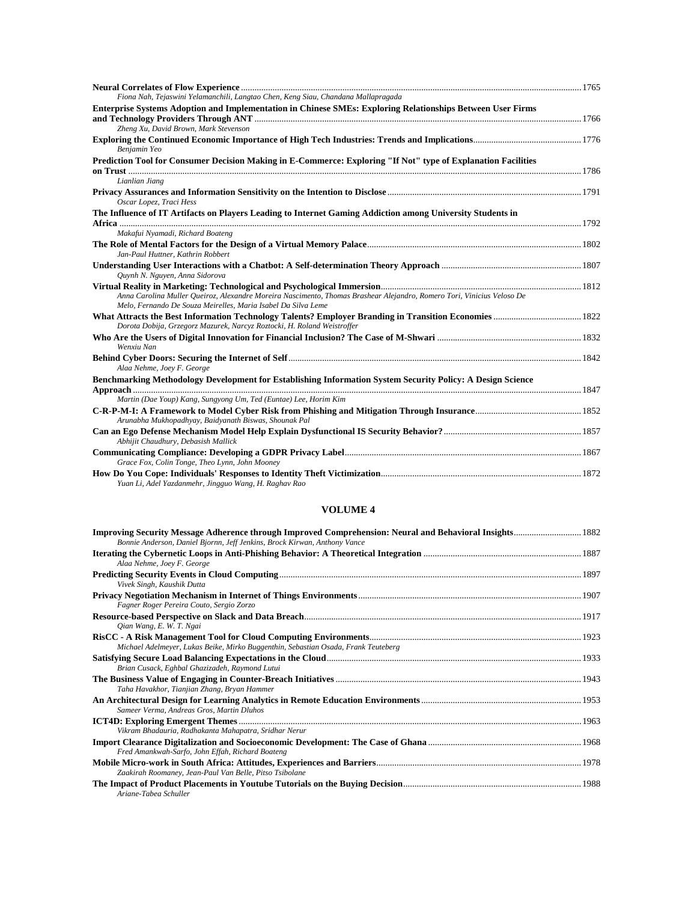**Neural Correlates of Flow Experience** ........ 1765
*Fiona Nah, Tejaswini Yelamanchili, Langtao Chen, Keng Siau, Chandana Mallapragada*

**Enterprise Systems Adoption and Implementation in Chinese SMEs: Exploring Relationships Between User Firms and Technology Providers Through ANT** ........ 1766
*Zheng Xu, David Brown, Mark Stevenson*

**Exploring the Continued Economic Importance of High Tech Industries: Trends and Implications** ........ 1776
*Benjamin Yeo*

**Prediction Tool for Consumer Decision Making in E-Commerce: Exploring "If Not" type of Explanation Facilities on Trust** ........ 1786
*Lianlian Jiang*

**Privacy Assurances and Information Sensitivity on the Intention to Disclose** ........ 1791
*Oscar Lopez, Traci Hess*

**The Influence of IT Artifacts on Players Leading to Internet Gaming Addiction among University Students in Africa** ........ 1792
*Makafui Nyamadi, Richard Boateng*

**The Role of Mental Factors for the Design of a Virtual Memory Palace** ........ 1802
*Jan-Paul Huttner, Kathrin Robbert*

**Understanding User Interactions with a Chatbot: A Self-determination Theory Approach** ........ 1807
*Quynh N. Nguyen, Anna Sidorova*

**Virtual Reality in Marketing: Technological and Psychological Immersion** ........ 1812
*Anna Carolina Muller Queiroz, Alexandre Moreira Nascimento, Thomas Brashear Alejandro, Romero Tori, Vinicius Veloso De Melo, Fernando De Souza Meirelles, Maria Isabel Da Silva Leme*

**What Attracts the Best Information Technology Talents? Employer Branding in Transition Economies** ........ 1822
*Dorota Dobija, Grzegorz Mazurek, Narcyz Roztocki, H. Roland Weistroffer*

**Who Are the Users of Digital Innovation for Financial Inclusion? The Case of M-Shwari** ........ 1832
*Wenxiu Nan*

**Behind Cyber Doors: Securing the Internet of Self** ........ 1842
*Alaa Nehme, Joey F. George*

**Benchmarking Methodology Development for Establishing Information System Security Policy: A Design Science Approach** ........ 1847
*Martin (Dae Youp) Kang, Sungyong Um, Ted (Euntae) Lee, Horim Kim*

**C-R-P-M-I: A Framework to Model Cyber Risk from Phishing and Mitigation Through Insurance** ........ 1852
*Arunabha Mukhopadhyay, Baidyanath Biswas, Shounak Pal*

**Can an Ego Defense Mechanism Model Help Explain Dysfunctional IS Security Behavior?** ........ 1857
*Abhijit Chaudhury, Debasish Mallick*

**Communicating Compliance: Developing a GDPR Privacy Label** ........ 1867
*Grace Fox, Colin Tonge, Theo Lynn, John Mooney*

**How Do You Cope: Individuals' Responses to Identity Theft Victimization** ........ 1872
*Yuan Li, Adel Yazdanmehr, Jingguo Wang, H. Raghav Rao*

## VOLUME 4

**Improving Security Message Adherence through Improved Comprehension: Neural and Behavioral Insights** ........ 1882
*Bonnie Anderson, Daniel Bjornn, Jeff Jenkins, Brock Kirwan, Anthony Vance*

**Iterating the Cybernetic Loops in Anti-Phishing Behavior: A Theoretical Integration** ........ 1887
*Alaa Nehme, Joey F. George*

**Predicting Security Events in Cloud Computing** ........ 1897
*Vivek Singh, Kaushik Dutta*

**Privacy Negotiation Mechanism in Internet of Things Environments** ........ 1907
*Fagner Roger Pereira Couto, Sergio Zorzo*

**Resource-based Perspective on Slack and Data Breach** ........ 1917
*Qian Wang, E. W. T. Ngai*

**RisCC - A Risk Management Tool for Cloud Computing Environments** ........ 1923
*Michael Adelmeyer, Lukas Beike, Mirko Buggenthin, Sebastian Osada, Frank Teuteberg*

**Satisfying Secure Load Balancing Expectations in the Cloud** ........ 1933
*Brian Cusack, Eghbal Ghazizadeh, Raymond Lutui*

**The Business Value of Engaging in Counter-Breach Initiatives** ........ 1943
*Taha Havakhor, Tianjian Zhang, Bryan Hammer*

**An Architectural Design for Learning Analytics in Remote Education Environments** ........ 1953
*Sameer Verma, Andreas Gros, Martin Dluhos*

**ICT4D: Exploring Emergent Themes** ........ 1963
*Vikram Bhadauria, Radhakanta Mahapatra, Sridhar Nerur*

**Import Clearance Digitalization and Socioeconomic Development: The Case of Ghana** ........ 1968
*Fred Amankwah-Sarfo, John Effah, Richard Boateng*

**Mobile Micro-work in South Africa: Attitudes, Experiences and Barriers** ........ 1978
*Zaakirah Roomaney, Jean-Paul Van Belle, Pitso Tsibolane*

**The Impact of Product Placements in Youtube Tutorials on the Buying Decision** ........ 1988
*Ariane-Tabea Schuller*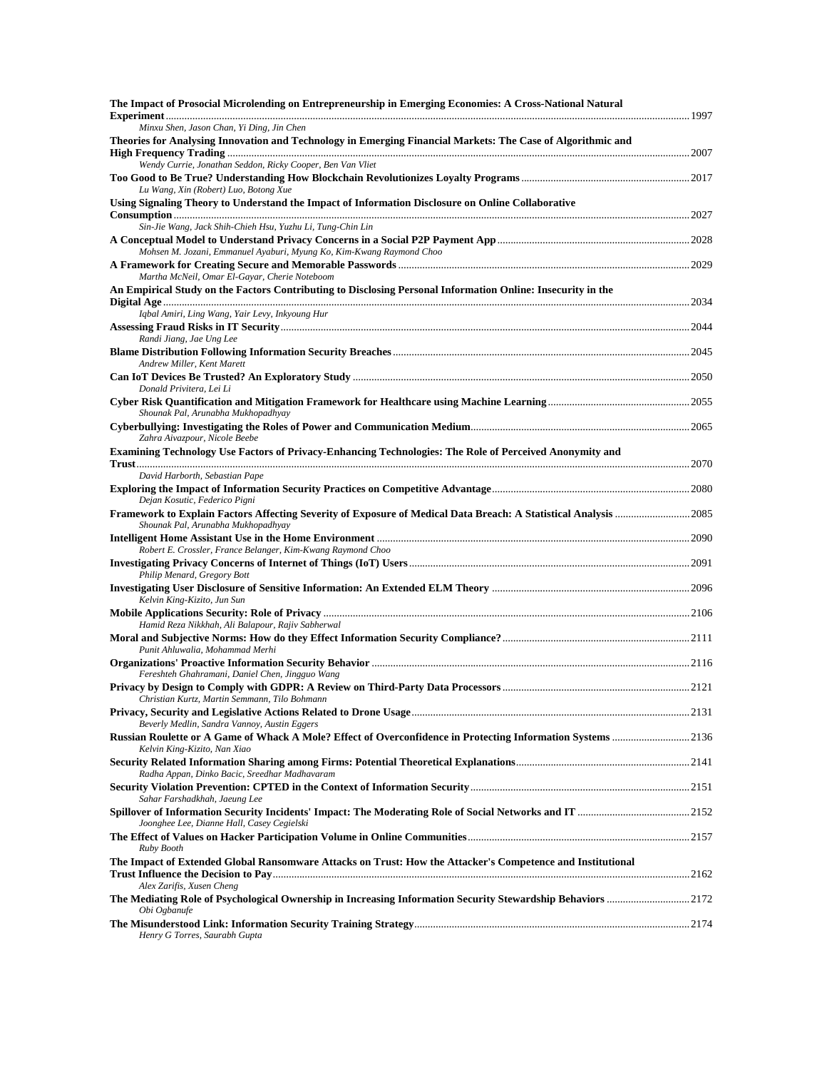**The Impact of Prosocial Microlending on Entrepreneurship in Emerging Economies: A Cross-National Natural Experiment** ........ 1997
*Minxu Shen, Jason Chan, Yi Ding, Jin Chen*

**Theories for Analysing Innovation and Technology in Emerging Financial Markets: The Case of Algorithmic and High Frequency Trading** ........ 2007
*Wendy Currie, Jonathan Seddon, Ricky Cooper, Ben Van Vliet*

**Too Good to Be True? Understanding How Blockchain Revolutionizes Loyalty Programs** ........ 2017
*Lu Wang, Xin (Robert) Luo, Botong Xue*

**Using Signaling Theory to Understand the Impact of Information Disclosure on Online Collaborative Consumption** ........ 2027
*Sin-Jie Wang, Jack Shih-Chieh Hsu, Yuzhu Li, Tung-Chin Lin*

**A Conceptual Model to Understand Privacy Concerns in a Social P2P Payment App** ........ 2028
*Mohsen M. Jozani, Emmanuel Ayaburi, Myung Ko, Kim-Kwang Raymond Choo*

**A Framework for Creating Secure and Memorable Passwords** ........ 2029
*Martha McNeil, Omar El-Gayar, Cherie Noteboom*

**An Empirical Study on the Factors Contributing to Disclosing Personal Information Online: Insecurity in the Digital Age** ........ 2034
*Iqbal Amiri, Ling Wang, Yair Levy, Inkyoung Hur*

**Assessing Fraud Risks in IT Security** ........ 2044
*Randi Jiang, Jae Ung Lee*

**Blame Distribution Following Information Security Breaches** ........ 2045
*Andrew Miller, Kent Marett*

**Can IoT Devices Be Trusted? An Exploratory Study** ........ 2050
*Donald Privitera, Lei Li*

**Cyber Risk Quantification and Mitigation Framework for Healthcare using Machine Learning** ........ 2055
*Shounak Pal, Arunabha Mukhopadhyay*

**Cyberbullying: Investigating the Roles of Power and Communication Medium** ........ 2065
*Zahra Aivazpour, Nicole Beebe*

**Examining Technology Use Factors of Privacy-Enhancing Technologies: The Role of Perceived Anonymity and Trust** ........ 2070
*David Harborth, Sebastian Pape*

**Exploring the Impact of Information Security Practices on Competitive Advantage** ........ 2080
*Dejan Kosutic, Federico Pigni*

**Framework to Explain Factors Affecting Severity of Exposure of Medical Data Breach: A Statistical Analysis** ........ 2085
*Shounak Pal, Arunabha Mukhopadhyay*

**Intelligent Home Assistant Use in the Home Environment** ........ 2090
*Robert E. Crossler, France Belanger, Kim-Kwang Raymond Choo*

**Investigating Privacy Concerns of Internet of Things (IoT) Users** ........ 2091
*Philip Menard, Gregory Bott*

**Investigating User Disclosure of Sensitive Information: An Extended ELM Theory** ........ 2096
*Kelvin King-Kizito, Jun Sun*

**Mobile Applications Security: Role of Privacy** ........ 2106
*Hamid Reza Nikkhah, Ali Balapour, Rajiv Sabherwal*

**Moral and Subjective Norms: How do they Effect Information Security Compliance?** ........ 2111
*Punit Ahluwalia, Mohammad Merhi*

**Organizations' Proactive Information Security Behavior** ........ 2116
*Fereshteh Ghahramani, Daniel Chen, Jingguo Wang*

**Privacy by Design to Comply with GDPR: A Review on Third-Party Data Processors** ........ 2121
*Christian Kurtz, Martin Semmann, Tilo Bohmann*

**Privacy, Security and Legislative Actions Related to Drone Usage** ........ 2131
*Beverly Medlin, Sandra Vannoy, Austin Eggers*

**Russian Roulette or A Game of Whack A Mole? Effect of Overconfidence in Protecting Information Systems** ........ 2136
*Kelvin King-Kizito, Nan Xiao*

**Security Related Information Sharing among Firms: Potential Theoretical Explanations** ........ 2141
*Radha Appan, Dinko Bacic, Sreedhar Madhavaram*

**Security Violation Prevention: CPTED in the Context of Information Security** ........ 2151
*Sahar Farshadkhah, Jaeung Lee*

**Spillover of Information Security Incidents' Impact: The Moderating Role of Social Networks and IT** ........ 2152
*Joonghee Lee, Dianne Hall, Casey Cegielski*

**The Effect of Values on Hacker Participation Volume in Online Communities** ........ 2157
*Ruby Booth*

**The Impact of Extended Global Ransomware Attacks on Trust: How the Attacker's Competence and Institutional Trust Influence the Decision to Pay** ........ 2162
*Alex Zarifis, Xusen Cheng*

**The Mediating Role of Psychological Ownership in Increasing Information Security Stewardship Behaviors** ........ 2172
*Obi Ogbanufe*

**The Misunderstood Link: Information Security Training Strategy** ........ 2174
*Henry G Torres, Saurabh Gupta*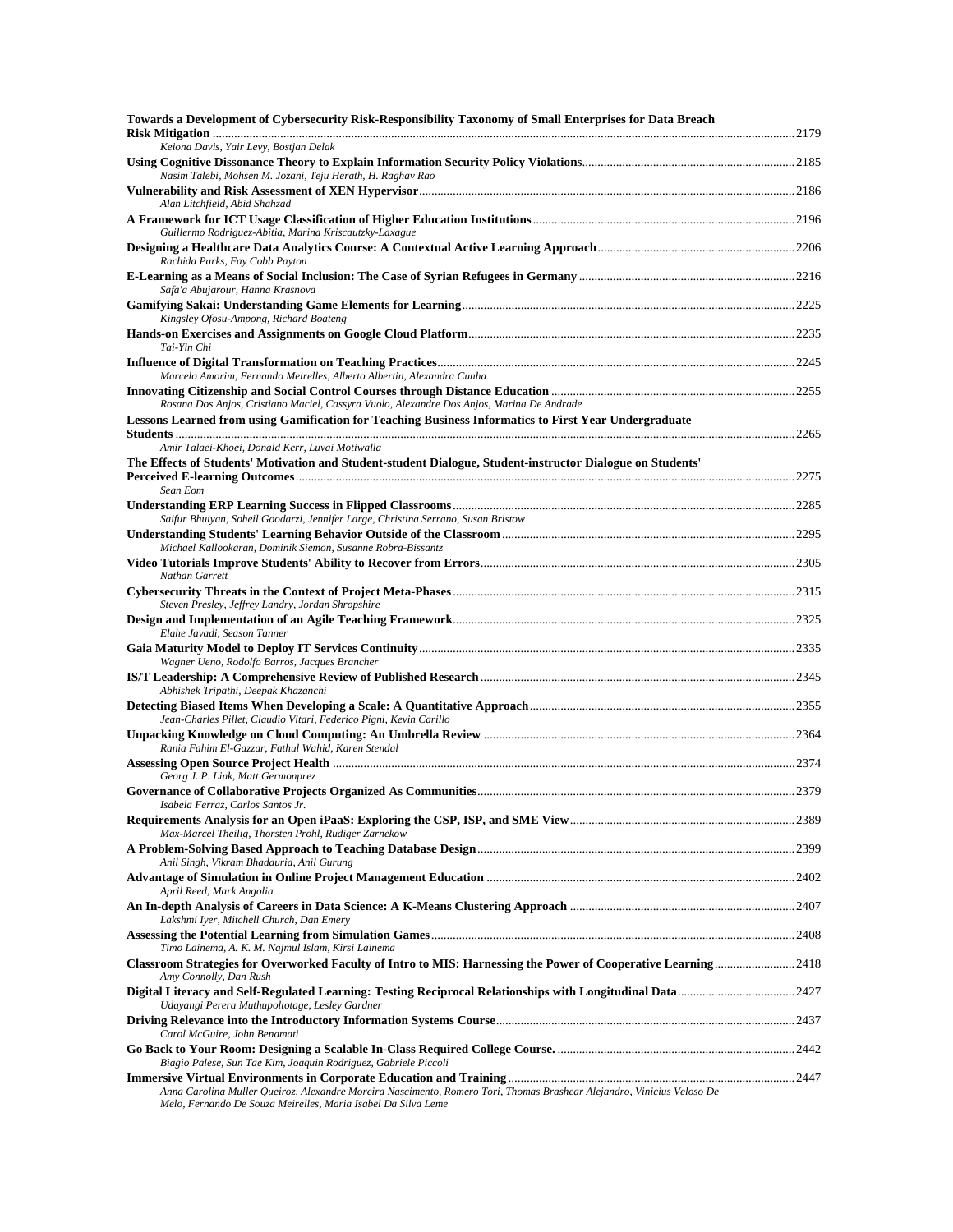**Towards a Development of Cybersecurity Risk-Responsibility Taxonomy of Small Enterprises for Data Breach Risk Mitigation** ........ 2179
*Keiona Davis, Yair Levy, Bostjan Delak*

**Using Cognitive Dissonance Theory to Explain Information Security Policy Violations** ........ 2185
*Nasim Talebi, Mohsen M. Jozani, Teju Herath, H. Raghav Rao*

**Vulnerability and Risk Assessment of XEN Hypervisor** ........ 2186
*Alan Litchfield, Abid Shahzad*

**A Framework for ICT Usage Classification of Higher Education Institutions** ........ 2196
*Guillermo Rodriguez-Abitia, Marina Kriscautzky-Laxague*

**Designing a Healthcare Data Analytics Course: A Contextual Active Learning Approach** ........ 2206
*Rachida Parks, Fay Cobb Payton*

**E-Learning as a Means of Social Inclusion: The Case of Syrian Refugees in Germany** ........ 2216
*Safa'a Abujarour, Hanna Krasnova*

**Gamifying Sakai: Understanding Game Elements for Learning** ........ 2225
*Kingsley Ofosu-Ampong, Richard Boateng*

**Hands-on Exercises and Assignments on Google Cloud Platform** ........ 2235
*Tai-Yin Chi*

**Influence of Digital Transformation on Teaching Practices** ........ 2245
*Marcelo Amorim, Fernando Meirelles, Alberto Albertin, Alexandra Cunha*

**Innovating Citizenship and Social Control Courses through Distance Education** ........ 2255
*Rosana Dos Anjos, Cristiano Maciel, Cassyra Vuolo, Alexandre Dos Anjos, Marina De Andrade*

**Lessons Learned from using Gamification for Teaching Business Informatics to First Year Undergraduate Students** ........ 2265
*Amir Talaei-Khoei, Donald Kerr, Luvai Motiwalla*

**The Effects of Students' Motivation and Student-student Dialogue, Student-instructor Dialogue on Students' Perceived E-learning Outcomes** ........ 2275
*Sean Eom*

**Understanding ERP Learning Success in Flipped Classrooms** ........ 2285
*Saifur Bhuiyan, Soheil Goodarzi, Jennifer Large, Christina Serrano, Susan Bristow*

**Understanding Students' Learning Behavior Outside of the Classroom** ........ 2295
*Michael Kallookaran, Dominik Siemon, Susanne Robra-Bissantz*

**Video Tutorials Improve Students' Ability to Recover from Errors** ........ 2305
*Nathan Garrett*

**Cybersecurity Threats in the Context of Project Meta-Phases** ........ 2315
*Steven Presley, Jeffrey Landry, Jordan Shropshire*

**Design and Implementation of an Agile Teaching Framework** ........ 2325
*Elahe Javadi, Season Tanner*

**Gaia Maturity Model to Deploy IT Services Continuity** ........ 2335
*Wagner Ueno, Rodolfo Barros, Jacques Brancher*

**IS/T Leadership: A Comprehensive Review of Published Research** ........ 2345
*Abhishek Tripathi, Deepak Khazanchi*

**Detecting Biased Items When Developing a Scale: A Quantitative Approach** ........ 2355
*Jean-Charles Pillet, Claudio Vitari, Federico Pigni, Kevin Carillo*

**Unpacking Knowledge on Cloud Computing: An Umbrella Review** ........ 2364
*Rania Fahim El-Gazzar, Fathul Wahid, Karen Stendal*

**Assessing Open Source Project Health** ........ 2374
*Georg J. P. Link, Matt Germonprez*

**Governance of Collaborative Projects Organized As Communities** ........ 2379
*Isabela Ferraz, Carlos Santos Jr.*

**Requirements Analysis for an Open iPaaS: Exploring the CSP, ISP, and SME View** ........ 2389
*Max-Marcel Theilig, Thorsten Prohl, Rudiger Zarnekow*

**A Problem-Solving Based Approach to Teaching Database Design** ........ 2399
*Anil Singh, Vikram Bhadauria, Anil Gurung*

**Advantage of Simulation in Online Project Management Education** ........ 2402
*April Reed, Mark Angolia*

**An In-depth Analysis of Careers in Data Science: A K-Means Clustering Approach** ........ 2407
*Lakshmi Iyer, Mitchell Church, Dan Emery*

**Assessing the Potential Learning from Simulation Games** ........ 2408
*Timo Lainema, A. K. M. Najmul Islam, Kirsi Lainema*

**Classroom Strategies for Overworked Faculty of Intro to MIS: Harnessing the Power of Cooperative Learning** ........ 2418
*Amy Connolly, Dan Rush*

**Digital Literacy and Self-Regulated Learning: Testing Reciprocal Relationships with Longitudinal Data** ........ 2427
*Udayangi Perera Muthupoltotage, Lesley Gardner*

**Driving Relevance into the Introductory Information Systems Course** ........ 2437
*Carol McGuire, John Benamati*

**Go Back to Your Room: Designing a Scalable In-Class Required College Course.** ........ 2442
*Biagio Palese, Sun Tae Kim, Joaquin Rodriguez, Gabriele Piccoli*

**Immersive Virtual Environments in Corporate Education and Training** ........ 2447
*Anna Carolina Muller Queiroz, Alexandre Moreira Nascimento, Romero Tori, Thomas Brashear Alejandro, Vinicius Veloso De Melo, Fernando De Souza Meirelles, Maria Isabel Da Silva Leme*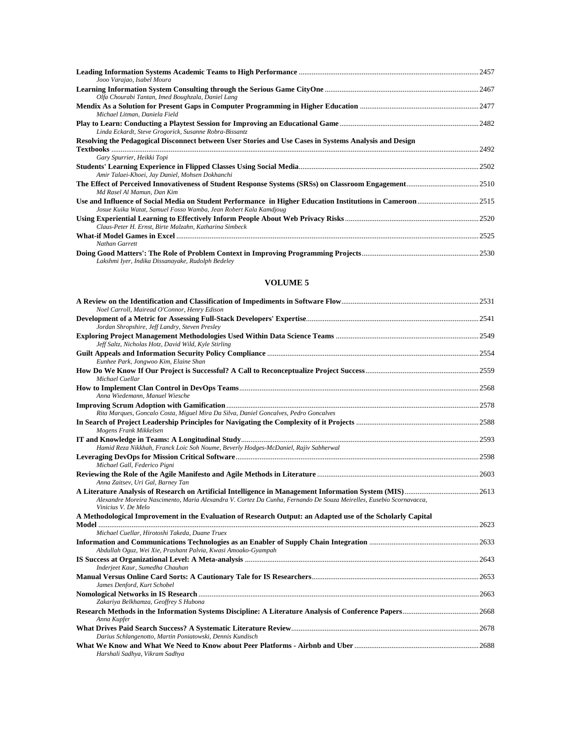**Leading Information Systems Academic Teams to High Performance** ........ 2457
*Jooo Varajao, Isabel Moura*

**Learning Information System Consulting through the Serious Game CityOne** ........ 2467
*Olfa Chourabi Tantan, Imed Boughzala, Daniel Lang*

**Mendix As a Solution for Present Gaps in Computer Programming in Higher Education** ........ 2477
*Michael Litman, Daniela Field*

**Play to Learn: Conducting a Playtest Session for Improving an Educational Game** ........ 2482
*Linda Eckardt, Steve Grogorick, Susanne Robra-Bissantz*

**Resolving the Pedagogical Disconnect between User Stories and Use Cases in Systems Analysis and Design Textbooks** ........ 2492
*Gary Spurrier, Heikki Topi*

**Students' Learning Experience in Flipped Classes Using Social Media** ........ 2502
*Amir Talaei-Khoei, Jay Daniel, Mohsen Dokhanchi*

**The Effect of Perceived Innovativeness of Student Response Systems (SRSs) on Classroom Engagement** ........ 2510
*Md Rasel Al Mamun, Dan Kim*

**Use and Influence of Social Media on Student Performance in Higher Education Institutions in Cameroon** ........ 2515
*Josue Kuika Watat, Samuel Fosso Wamba, Jean Robert Kala Kamdjoug*

**Using Experiential Learning to Effectively Inform People About Web Privacy Risks** ........ 2520
*Claus-Peter H. Ernst, Birte Malzahn, Katharina Simbeck*

**What-if Model Games in Excel** ........ 2525
*Nathan Garrett*

**Doing Good Matters': The Role of Problem Context in Improving Programming Projects** ........ 2530
*Lakshmi Iyer, Indika Dissanayake, Rudolph Bedeley*

## VOLUME 5

**A Review on the Identification and Classification of Impediments in Software Flow** ........ 2531
*Noel Carroll, Mairead O'Connor, Henry Edison*

**Development of a Metric for Assessing Full-Stack Developers' Expertise** ........ 2541
*Jordan Shropshire, Jeff Landry, Steven Presley*

**Exploring Project Management Methodologies Used Within Data Science Teams** ........ 2549
*Jeff Saltz, Nicholas Hotz, David Wild, Kyle Stirling*

**Guilt Appeals and Information Security Policy Compliance** ........ 2554
*Eunhee Park, Jongwoo Kim, Elaine Shan*

**How Do We Know If Our Project is Successful? A Call to Reconceptualize Project Success** ........ 2559
*Michael Cuellar*

**How to Implement Clan Control in DevOps Teams** ........ 2568
*Anna Wiedemann, Manuel Wiesche*

**Improving Scrum Adoption with Gamification** ........ 2578
*Rita Marques, Goncalo Costa, Miguel Mira Da Silva, Daniel Goncalves, Pedro Goncalves*

**In Search of Project Leadership Principles for Navigating the Complexity of it Projects** ........ 2588
*Mogens Frank Mikkelsen*

**IT and Knowledge in Teams: A Longitudinal Study** ........ 2593
*Hamid Reza Nikkhah, Franck Loic Soh Noume, Beverly Hodges-McDaniel, Rajiv Sabherwal*

**Leveraging DevOps for Mission Critical Software** ........ 2598
*Michael Gall, Federico Pigni*

**Reviewing the Role of the Agile Manifesto and Agile Methods in Literature** ........ 2603
*Anna Zaitsev, Uri Gal, Barney Tan*

**A Literature Analysis of Research on Artificial Intelligence in Management Information System (MIS)** ........ 2613
*Alexandre Moreira Nascimento, Maria Alexandra V. Cortez Da Cunha, Fernando De Souza Meirelles, Eusebio Scornavacca, Vinicius V. De Melo*

**A Methodological Improvement in the Evaluation of Research Output: an Adapted use of the Scholarly Capital Model** ........ 2623
*Michael Cuellar, Hirotoshi Takeda, Duane Truex*

**Information and Communications Technologies as an Enabler of Supply Chain Integration** ........ 2633
*Abdullah Oguz, Wei Xie, Prashant Palvia, Kwasi Amoako-Gyampah*

**IS Success at Organizational Level: A Meta-analysis** ........ 2643
*Inderjeet Kaur, Sumedha Chauhan*

**Manual Versus Online Card Sorts: A Cautionary Tale for IS Researchers** ........ 2653
*James Denford, Kurt Schobel*

**Nomological Networks in IS Research** ........ 2663
*Zakariya Belkhamza, Geoffrey S Hubona*

**Research Methods in the Information Systems Discipline: A Literature Analysis of Conference Papers** ........ 2668
*Anna Kupfer*

**What Drives Paid Search Success? A Systematic Literature Review** ........ 2678
*Darius Schlangenotto, Martin Poniatowski, Dennis Kundisch*

**What We Know and What We Need to Know about Peer Platforms - Airbnb and Uber** ........ 2688
*Harshali Sadhya, Vikram Sadhya*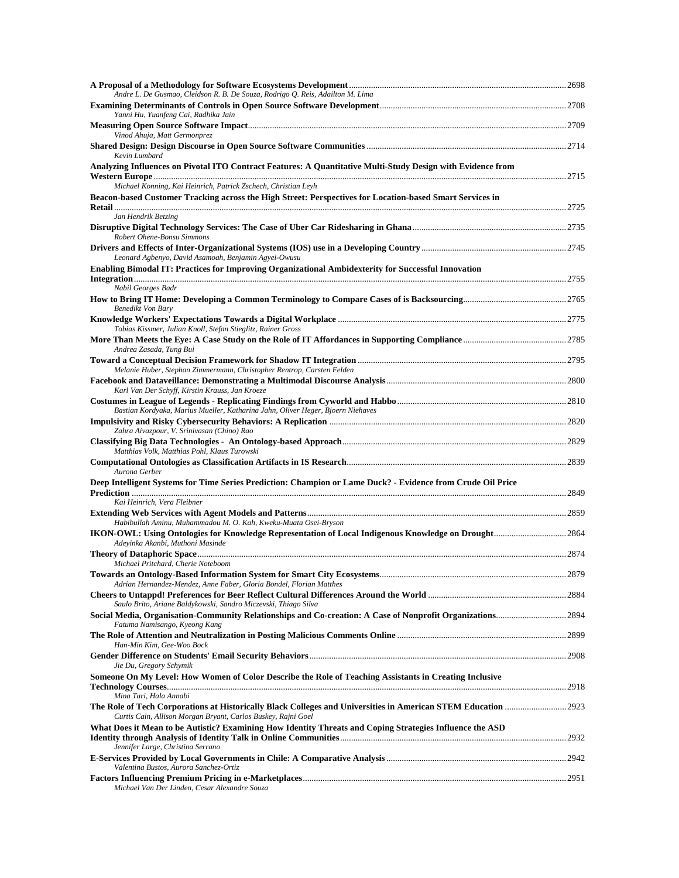**A Proposal of a Methodology for Software Ecosystems Development** .......... 2698
*Andre L. De Gusmao, Cleidson R. B. De Souza, Rodrigo Q. Reis, Adailton M. Lima*

**Examining Determinants of Controls in Open Source Software Development** .......... 2708
*Yanni Hu, Yuanfeng Cai, Radhika Jain*

**Measuring Open Source Software Impact** .......... 2709
*Vinod Ahuja, Matt Germonprez*

**Shared Design: Design Discourse in Open Source Software Communities** .......... 2714
*Kevin Lumbard*

**Analyzing Influences on Pivotal ITO Contract Features: A Quantitative Multi-Study Design with Evidence from Western Europe** .......... 2715
*Michael Konning, Kai Heinrich, Patrick Zschech, Christian Leyh*

**Beacon-based Customer Tracking across the High Street: Perspectives for Location-based Smart Services in Retail** .......... 2725
*Jan Hendrik Betzing*

**Disruptive Digital Technology Services: The Case of Uber Car Ridesharing in Ghana** .......... 2735
*Robert Ohene-Bonsu Simmons*

**Drivers and Effects of Inter-Organizational Systems (IOS) use in a Developing Country** .......... 2745
*Leonard Agbenyo, David Asamoah, Benjamin Agyei-Owusu*

**Enabling Bimodal IT: Practices for Improving Organizational Ambidexterity for Successful Innovation Integration** .......... 2755
*Nabil Georges Badr*

**How to Bring IT Home: Developing a Common Terminology to Compare Cases of is Backsourcing** .......... 2765
*Benedikt Von Bary*

**Knowledge Workers' Expectations Towards a Digital Workplace** .......... 2775
*Tobias Kissmer, Julian Knoll, Stefan Stieglitz, Rainer Gross*

**More Than Meets the Eye: A Case Study on the Role of IT Affordances in Supporting Compliance** .......... 2785
*Andrea Zasada, Tung Bui*

**Toward a Conceptual Decision Framework for Shadow IT Integration** .......... 2795
*Melanie Huber, Stephan Zimmermann, Christopher Rentrop, Carsten Felden*

**Facebook and Dataveillance: Demonstrating a Multimodal Discourse Analysis** .......... 2800
*Karl Van Der Schyff, Kirstin Krauss, Jan Kroeze*

**Costumes in League of Legends - Replicating Findings from Cyworld and Habbo** .......... 2810
*Bastian Kordyaka, Marius Mueller, Katharina Jahn, Oliver Heger, Bjoern Niehaves*

**Impulsivity and Risky Cybersecurity Behaviors: A Replication** .......... 2820
*Zahra Aivazpour, V. Srinivasan (Chino) Rao*

**Classifying Big Data Technologies - An Ontology-based Approach** .......... 2829
*Matthias Volk, Matthias Pohl, Klaus Turowski*

**Computational Ontologies as Classification Artifacts in IS Research** .......... 2839
*Aurona Gerber*

**Deep Intelligent Systems for Time Series Prediction: Champion or Lame Duck? - Evidence from Crude Oil Price Prediction** .......... 2849
*Kai Heinrich, Vera Fleibner*

**Extending Web Services with Agent Models and Patterns** .......... 2859
*Habibullah Aminu, Muhammadou M. O. Kah, Kweku-Muata Osei-Bryson*

**IKON-OWL: Using Ontologies for Knowledge Representation of Local Indigenous Knowledge on Drought** .......... 2864
*Adeyinka Akanbi, Muthoni Masinde*

**Theory of Dataphoric Space** .......... 2874
*Michael Pritchard, Cherie Noteboom*

**Towards an Ontology-Based Information System for Smart City Ecosystems** .......... 2879
*Adrian Hernandez-Mendez, Anne Faber, Gloria Bondel, Florian Matthes*

**Cheers to Untappd! Preferences for Beer Reflect Cultural Differences Around the World** .......... 2884
*Saulo Brito, Ariane Baldykowski, Sandro Miczevski, Thiago Silva*

**Social Media, Organisation-Community Relationships and Co-creation: A Case of Nonprofit Organizations** .......... 2894
*Fatuma Namisango, Kyeong Kang*

**The Role of Attention and Neutralization in Posting Malicious Comments Online** .......... 2899
*Han-Min Kim, Gee-Woo Bock*

**Gender Difference on Students' Email Security Behaviors** .......... 2908
*Jie Du, Gregory Schymik*

**Someone On My Level: How Women of Color Describe the Role of Teaching Assistants in Creating Inclusive Technology Courses** .......... 2918
*Mina Tari, Hala Annabi*

**The Role of Tech Corporations at Historically Black Colleges and Universities in American STEM Education** .......... 2923
*Curtis Cain, Allison Morgan Bryant, Carlos Buskey, Rajni Goel*

**What Does it Mean to be Autistic? Examining How Identity Threats and Coping Strategies Influence the ASD Identity through Analysis of Identity Talk in Online Communities** .......... 2932
*Jennifer Large, Christina Serrano*

**E-Services Provided by Local Governments in Chile: A Comparative Analysis** .......... 2942
*Valentina Bustos, Aurora Sanchez-Ortiz*

**Factors Influencing Premium Pricing in e-Marketplaces** .......... 2951
*Michael Van Der Linden, Cesar Alexandre Souza*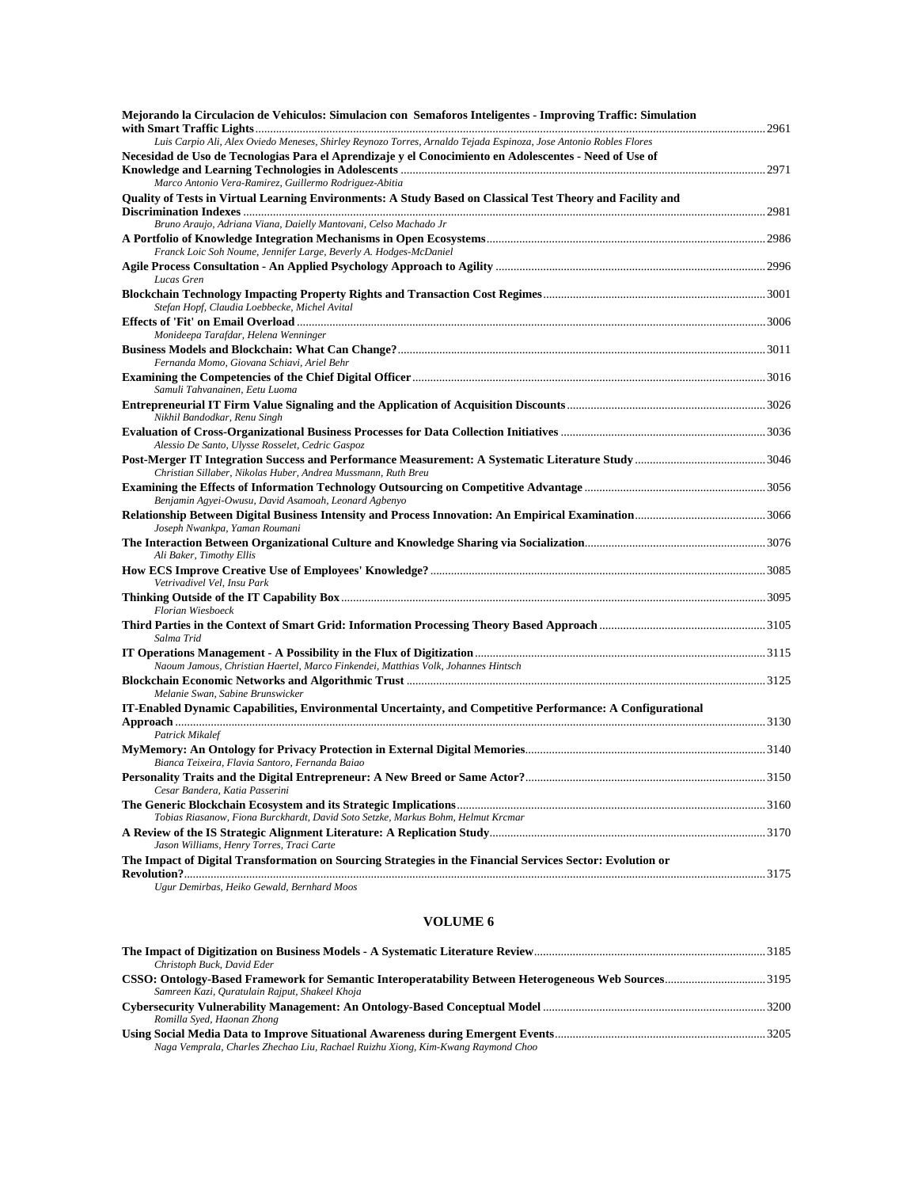**Mejorando la Circulacion de Vehiculos: Simulacion con Semaforos Inteligentes - Improving Traffic: Simulation with Smart Traffic Lights** .......... 2961
*Luis Carpio Ali, Alex Oviedo Meneses, Shirley Reynozo Torres, Arnaldo Tejada Espinoza, Jose Antonio Robles Flores*

**Necesidad de Uso de Tecnologias Para el Aprendizaje y el Conocimiento en Adolescentes - Need of Use of Knowledge and Learning Technologies in Adolescents** .......... 2971
*Marco Antonio Vera-Ramirez, Guillermo Rodriguez-Abitia*

**Quality of Tests in Virtual Learning Environments: A Study Based on Classical Test Theory and Facility and Discrimination Indexes** .......... 2981
*Bruno Araujo, Adriana Viana, Daielly Mantovani, Celso Machado Jr*

**A Portfolio of Knowledge Integration Mechanisms in Open Ecosystems** .......... 2986
*Franck Loic Soh Noume, Jennifer Large, Beverly A. Hodges-McDaniel*

**Agile Process Consultation - An Applied Psychology Approach to Agility** .......... 2996
*Lucas Gren*

**Blockchain Technology Impacting Property Rights and Transaction Cost Regimes** .......... 3001
*Stefan Hopf, Claudia Loebbecke, Michel Avital*

**Effects of 'Fit' on Email Overload** .......... 3006
*Monideepa Tarafdar, Helena Wenninger*

**Business Models and Blockchain: What Can Change?** .......... 3011
*Fernanda Momo, Giovana Schiavi, Ariel Behr*

**Examining the Competencies of the Chief Digital Officer** .......... 3016
*Samuli Tahvanainen, Eetu Luoma*

**Entrepreneurial IT Firm Value Signaling and the Application of Acquisition Discounts** .......... 3026
*Nikhil Bandodkar, Renu Singh*

**Evaluation of Cross-Organizational Business Processes for Data Collection Initiatives** .......... 3036
*Alessio De Santo, Ulysse Rosselet, Cedric Gaspoz*

**Post-Merger IT Integration Success and Performance Measurement: A Systematic Literature Study** .......... 3046
*Christian Sillaber, Nikolas Huber, Andrea Mussmann, Ruth Breu*

**Examining the Effects of Information Technology Outsourcing on Competitive Advantage** .......... 3056
*Benjamin Agyei-Owusu, David Asamoah, Leonard Agbenyo*

**Relationship Between Digital Business Intensity and Process Innovation: An Empirical Examination** .......... 3066
*Joseph Nwankpa, Yaman Roumani*

**The Interaction Between Organizational Culture and Knowledge Sharing via Socialization** .......... 3076
*Ali Baker, Timothy Ellis*

**How ECS Improve Creative Use of Employees' Knowledge?** .......... 3085
*Vetrivadivel Vel, Insu Park*

**Thinking Outside of the IT Capability Box** .......... 3095
*Florian Wiesboeck*

**Third Parties in the Context of Smart Grid: Information Processing Theory Based Approach** .......... 3105
*Salma Trid*

**IT Operations Management - A Possibility in the Flux of Digitization** .......... 3115
*Naoum Jamous, Christian Haertel, Marco Finkendei, Matthias Volk, Johannes Hintsch*

**Blockchain Economic Networks and Algorithmic Trust** .......... 3125
*Melanie Swan, Sabine Brunswicker*

**IT-Enabled Dynamic Capabilities, Environmental Uncertainty, and Competitive Performance: A Configurational Approach** .......... 3130
*Patrick Mikalef*

**MyMemory: An Ontology for Privacy Protection in External Digital Memories** .......... 3140
*Bianca Teixeira, Flavia Santoro, Fernanda Baiao*

**Personality Traits and the Digital Entrepreneur: A New Breed or Same Actor?** .......... 3150
*Cesar Bandera, Katia Passerini*

**The Generic Blockchain Ecosystem and its Strategic Implications** .......... 3160
*Tobias Riasanow, Fiona Burckhardt, David Soto Setzke, Markus Bohm, Helmut Krcmar*

**A Review of the IS Strategic Alignment Literature: A Replication Study** .......... 3170
*Jason Williams, Henry Torres, Traci Carte*

**The Impact of Digital Transformation on Sourcing Strategies in the Financial Services Sector: Evolution or Revolution?** .......... 3175
*Ugur Demirbas, Heiko Gewald, Bernhard Moos*

## VOLUME 6

**The Impact of Digitization on Business Models - A Systematic Literature Review** .......... 3185
*Christoph Buck, David Eder*

**CSSO: Ontology-Based Framework for Semantic Interoperatability Between Heterogeneous Web Sources** .......... 3195
*Samreen Kazi, Quratulain Rajput, Shakeel Khoja*

**Cybersecurity Vulnerability Management: An Ontology-Based Conceptual Model** .......... 3200
*Romilla Syed, Haonan Zhong*

**Using Social Media Data to Improve Situational Awareness during Emergent Events** .......... 3205
*Naga Vemprala, Charles Zhechao Liu, Rachael Ruizhu Xiong, Kim-Kwang Raymond Choo*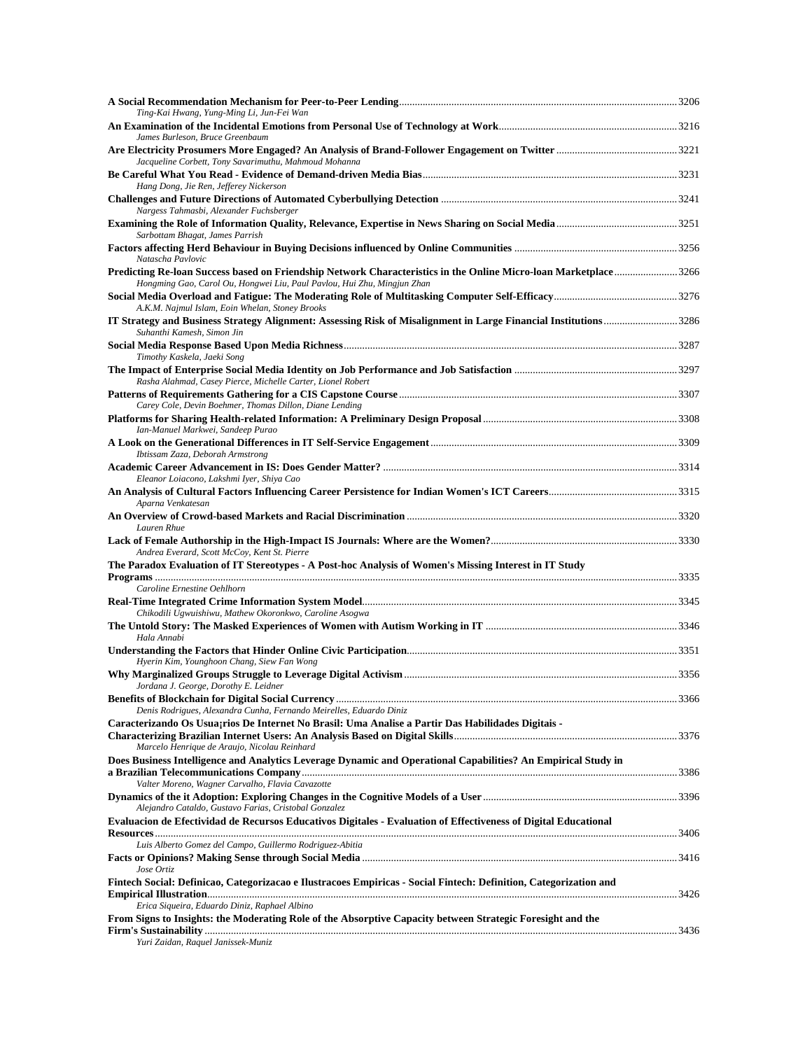**A Social Recommendation Mechanism for Peer-to-Peer Lending** ....... 3206
*Ting-Kai Hwang, Yung-Ming Li, Jun-Fei Wan*

**An Examination of the Incidental Emotions from Personal Use of Technology at Work** ....... 3216
*James Burleson, Bruce Greenbaum*

**Are Electricity Prosumers More Engaged? An Analysis of Brand-Follower Engagement on Twitter** ....... 3221
*Jacqueline Corbett, Tony Savarimuthu, Mahmoud Mohanna*

**Be Careful What You Read - Evidence of Demand-driven Media Bias** ....... 3231
*Hang Dong, Jie Ren, Jefferey Nickerson*

**Challenges and Future Directions of Automated Cyberbullying Detection** ....... 3241
*Nargess Tahmasbi, Alexander Fuchsberger*

**Examining the Role of Information Quality, Relevance, Expertise in News Sharing on Social Media** ....... 3251
*Sarbottam Bhagat, James Parrish*

**Factors affecting Herd Behaviour in Buying Decisions influenced by Online Communities** ....... 3256
*Natascha Pavlovic*

**Predicting Re-loan Success based on Friendship Network Characteristics in the Online Micro-loan Marketplace** ....... 3266
*Hongming Gao, Carol Ou, Hongwei Liu, Paul Pavlou, Hui Zhu, Mingjun Zhan*

**Social Media Overload and Fatigue: The Moderating Role of Multitasking Computer Self-Efficacy** ....... 3276
*A.K.M. Najmul Islam, Eoin Whelan, Stoney Brooks*

**IT Strategy and Business Strategy Alignment: Assessing Risk of Misalignment in Large Financial Institutions** ....... 3286
*Suhanthi Kamesh, Simon Jin*

**Social Media Response Based Upon Media Richness** ....... 3287
*Timothy Kaskela, Jaeki Song*

**The Impact of Enterprise Social Media Identity on Job Performance and Job Satisfaction** ....... 3297
*Rasha Alahmad, Casey Pierce, Michelle Carter, Lionel Robert*

**Patterns of Requirements Gathering for a CIS Capstone Course** ....... 3307
*Carey Cole, Devin Boehmer, Thomas Dillon, Diane Lending*

**Platforms for Sharing Health-related Information: A Preliminary Design Proposal** ....... 3308
*Ian-Manuel Markwei, Sandeep Purao*

**A Look on the Generational Differences in IT Self-Service Engagement** ....... 3309
*Ibtissam Zaza, Deborah Armstrong*

**Academic Career Advancement in IS: Does Gender Matter?** ....... 3314
*Eleanor Loiacono, Lakshmi Iyer, Shiya Cao*

**An Analysis of Cultural Factors Influencing Career Persistence for Indian Women's ICT Careers** ....... 3315
*Aparna Venkatesan*

**An Overview of Crowd-based Markets and Racial Discrimination** ....... 3320
*Lauren Rhue*

**Lack of Female Authorship in the High-Impact IS Journals: Where are the Women?** ....... 3330
*Andrea Everard, Scott McCoy, Kent St. Pierre*

**The Paradox Evaluation of IT Stereotypes - A Post-hoc Analysis of Women's Missing Interest in IT Study Programs** ....... 3335
*Caroline Ernestine Oehlhorn*

**Real-Time Integrated Crime Information System Model** ....... 3345
*Chikodili Ugwuishiwu, Mathew Okoronkwo, Caroline Asogwa*

**The Untold Story: The Masked Experiences of Women with Autism Working in IT** ....... 3346
*Hala Annabi*

**Understanding the Factors that Hinder Online Civic Participation** ....... 3351
*Hyerin Kim, Younghoon Chang, Siew Fan Wong*

**Why Marginalized Groups Struggle to Leverage Digital Activism** ....... 3356
*Jordana J. George, Dorothy E. Leidner*

**Benefits of Blockchain for Digital Social Currency** ....... 3366
*Denis Rodrigues, Alexandra Cunha, Fernando Meirelles, Eduardo Diniz*

**Caracterizando Os Usua¡rios De Internet No Brasil: Uma Analise a Partir Das Habilidades Digitais - Characterizing Brazilian Internet Users: An Analysis Based on Digital Skills** ....... 3376
*Marcelo Henrique de Araujo, Nicolau Reinhard*

**Does Business Intelligence and Analytics Leverage Dynamic and Operational Capabilities? An Empirical Study in a Brazilian Telecommunications Company** ....... 3386
*Valter Moreno, Wagner Carvalho, Flavia Cavazotte*

**Dynamics of the it Adoption: Exploring Changes in the Cognitive Models of a User** ....... 3396
*Alejandro Cataldo, Gustavo Farias, Cristobal Gonzalez*

**Evaluacion de Efectividad de Recursos Educativos Digitales - Evaluation of Effectiveness of Digital Educational Resources** ....... 3406
*Luis Alberto Gomez del Campo, Guillermo Rodriguez-Abitia*

**Facts or Opinions? Making Sense through Social Media** ....... 3416
*Jose Ortiz*

**Fintech Social: Definicao, Categorizacao e Ilustracoes Empiricas - Social Fintech: Definition, Categorization and Empirical Illustration** ....... 3426
*Erica Siqueira, Eduardo Diniz, Raphael Albino*

**From Signs to Insights: the Moderating Role of the Absorptive Capacity between Strategic Foresight and the Firm's Sustainability** ....... 3436
*Yuri Zaidan, Raquel Janissek-Muniz*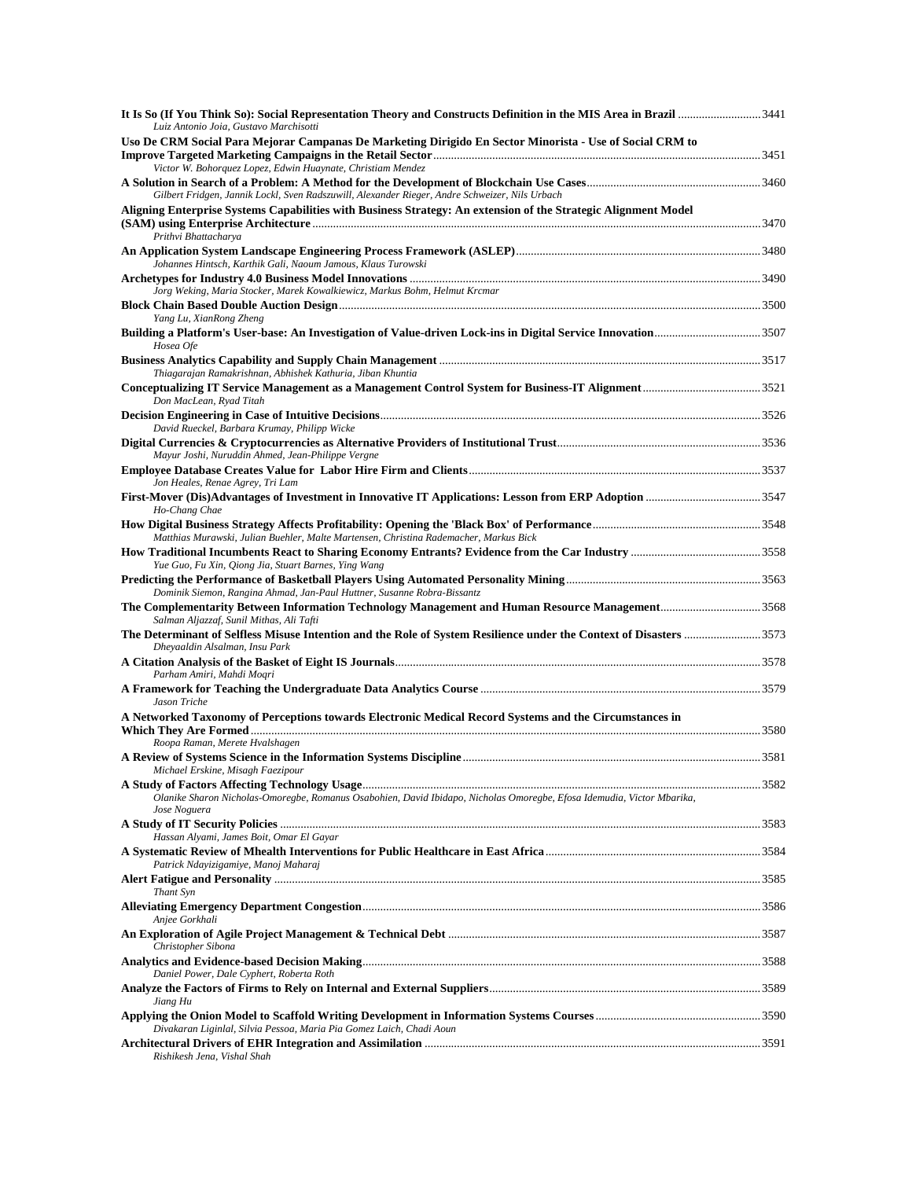**It Is So (If You Think So): Social Representation Theory and Constructs Definition in the MIS Area in Brazil** ............................ 3441
*Luiz Antonio Joia, Gustavo Marchisotti*

**Uso De CRM Social Para Mejorar Campanas De Marketing Dirigido En Sector Minorista - Use of Social CRM to Improve Targeted Marketing Campaigns in the Retail Sector** ............................ 3451
*Victor W. Bohorquez Lopez, Edwin Huaynate, Christiam Mendez*

**A Solution in Search of a Problem: A Method for the Development of Blockchain Use Cases** ............................ 3460
*Gilbert Fridgen, Jannik Lockl, Sven Radszuwill, Alexander Rieger, Andre Schweizer, Nils Urbach*

**Aligning Enterprise Systems Capabilities with Business Strategy: An extension of the Strategic Alignment Model (SAM) using Enterprise Architecture** ............................ 3470
*Prithvi Bhattacharya*

**An Application System Landscape Engineering Process Framework (ASLEP)** ............................ 3480
*Johannes Hintsch, Karthik Gali, Naoum Jamous, Klaus Turowski*

**Archetypes for Industry 4.0 Business Model Innovations** ............................ 3490
*Jorg Weking, Maria Stocker, Marek Kowalkiewicz, Markus Bohm, Helmut Krcmar*

**Block Chain Based Double Auction Design** ............................ 3500
*Yang Lu, XianRong Zheng*

**Building a Platform's User-base: An Investigation of Value-driven Lock-ins in Digital Service Innovation** ............................ 3507
*Hosea Ofe*

**Business Analytics Capability and Supply Chain Management** ............................ 3517
*Thiagarajan Ramakrishnan, Abhishek Kathuria, Jiban Khuntia*

**Conceptualizing IT Service Management as a Management Control System for Business-IT Alignment** ............................ 3521
*Don MacLean, Ryad Titah*

**Decision Engineering in Case of Intuitive Decisions** ............................ 3526
*David Rueckel, Barbara Krumay, Philipp Wicke*

**Digital Currencies & Cryptocurrencies as Alternative Providers of Institutional Trust** ............................ 3536
*Mayur Joshi, Nuruddin Ahmed, Jean-Philippe Vergne*

**Employee Database Creates Value for Labor Hire Firm and Clients** ............................ 3537
*Jon Heales, Renae Agrey, Tri Lam*

**First-Mover (Dis)Advantages of Investment in Innovative IT Applications: Lesson from ERP Adoption** ............................ 3547
*Ho-Chang Chae*

**How Digital Business Strategy Affects Profitability: Opening the 'Black Box' of Performance** ............................ 3548
*Matthias Murawski, Julian Buehler, Malte Martensen, Christina Rademacher, Markus Bick*

**How Traditional Incumbents React to Sharing Economy Entrants? Evidence from the Car Industry** ............................ 3558
*Yue Guo, Fu Xin, Qiong Jia, Stuart Barnes, Ying Wang*

**Predicting the Performance of Basketball Players Using Automated Personality Mining** ............................ 3563
*Dominik Siemon, Rangina Ahmad, Jan-Paul Huttner, Susanne Robra-Bissantz*

**The Complementarity Between Information Technology Management and Human Resource Management** ............................ 3568
*Salman Aljazzaf, Sunil Mithas, Ali Tafti*

**The Determinant of Selfless Misuse Intention and the Role of System Resilience under the Context of Disasters** ............................ 3573
*Dheyaaldin Alsalman, Insu Park*

**A Citation Analysis of the Basket of Eight IS Journals** ............................ 3578
*Parham Amiri, Mahdi Moqri*

**A Framework for Teaching the Undergraduate Data Analytics Course** ............................ 3579
*Jason Triche*

**A Networked Taxonomy of Perceptions towards Electronic Medical Record Systems and the Circumstances in Which They Are Formed** ............................ 3580
*Roopa Raman, Merete Hvalshagen*

**A Review of Systems Science in the Information Systems Discipline** ............................ 3581
*Michael Erskine, Misagh Faezipour*

**A Study of Factors Affecting Technology Usage** ............................ 3582
*Olanike Sharon Nicholas-Omoregbe, Romanus Osabohien, David Ibidapo, Nicholas Omoregbe, Efosa Idemudia, Victor Mbarika, Jose Noguera*

**A Study of IT Security Policies** ............................ 3583
*Hassan Alyami, James Boit, Omar El Gayar*

**A Systematic Review of Mhealth Interventions for Public Healthcare in East Africa** ............................ 3584
*Patrick Ndayizigamiye, Manoj Maharaj*

**Alert Fatigue and Personality** ............................ 3585
*Thant Syn*

**Alleviating Emergency Department Congestion** ............................ 3586
*Anjee Gorkhali*

**An Exploration of Agile Project Management & Technical Debt** ............................ 3587
*Christopher Sibona*

**Analytics and Evidence-based Decision Making** ............................ 3588
*Daniel Power, Dale Cyphert, Roberta Roth*

**Analyze the Factors of Firms to Rely on Internal and External Suppliers** ............................ 3589
*Jiang Hu*

**Applying the Onion Model to Scaffold Writing Development in Information Systems Courses** ............................ 3590
*Divakaran Liginlal, Silvia Pessoa, Maria Pia Gomez Laich, Chadi Aoun*

**Architectural Drivers of EHR Integration and Assimilation** ............................ 3591
*Rishikesh Jena, Vishal Shah*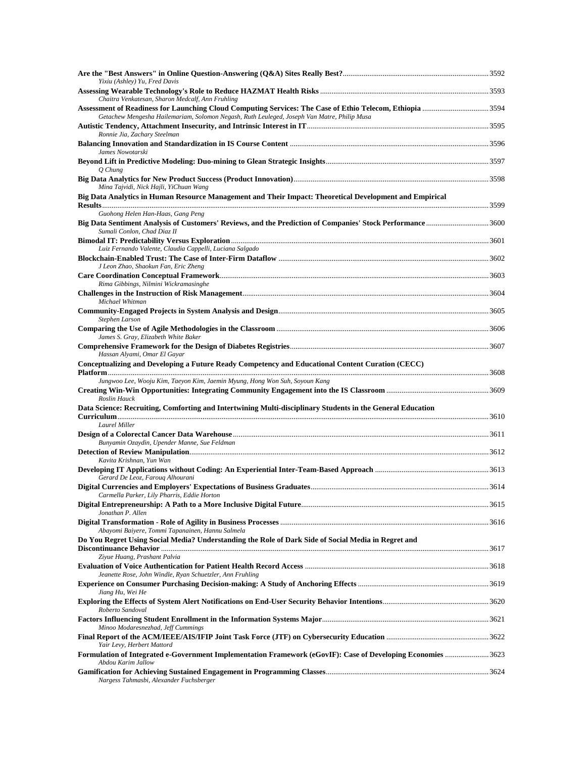**Are the "Best Answers" in Online Question-Answering (Q&A) Sites Really Best?** ........ 3592
*Yixiu (Ashley) Yu, Fred Davis*

**Assessing Wearable Technology's Role to Reduce HAZMAT Health Risks** ........ 3593
*Chaitra Venkatesan, Sharon Medcalf, Ann Fruhling*

**Assessment of Readiness for Launching Cloud Computing Services: The Case of Ethio Telecom, Ethiopia** ........ 3594
*Getachew Mengesha Hailemariam, Solomon Negash, Ruth Leuleged, Joseph Van Matre, Philip Musa*

**Autistic Tendency, Attachment Insecurity, and Intrinsic Interest in IT** ........ 3595
*Ronnie Jia, Zachary Steelman*

**Balancing Innovation and Standardization in IS Course Content** ........ 3596
*James Nowotarski*

**Beyond Lift in Predictive Modeling: Duo-mining to Glean Strategic Insights** ........ 3597
*Q Chung*

**Big Data Analytics for New Product Success (Product Innovation)** ........ 3598
*Mina Tajvidi, Nick Hajli, YiChuan Wang*

**Big Data Analytics in Human Resource Management and Their Impact: Theoretical Development and Empirical Results** ........ 3599
*Guohong Helen Han-Haas, Gang Peng*

**Big Data Sentiment Analysis of Customers' Reviews, and the Prediction of Companies' Stock Performance** ........ 3600
*Sumali Conlon, Chad Diaz II*

**Bimodal IT: Predictability Versus Exploration** ........ 3601
*Luiz Fernando Valente, Claudia Cappelli, Luciana Salgado*

**Blockchain-Enabled Trust: The Case of Inter-Firm Dataflow** ........ 3602
*J Leon Zhao, Shaokun Fan, Eric Zheng*

**Care Coordination Conceptual Framework** ........ 3603
*Rima Gibbings, Nilmini Wickramasinghe*

**Challenges in the Instruction of Risk Management** ........ 3604
*Michael Whitman*

**Community-Engaged Projects in System Analysis and Design** ........ 3605
*Stephen Larson*

**Comparing the Use of Agile Methodologies in the Classroom** ........ 3606
*James S. Gray, Elizabeth White Baker*

**Comprehensive Framework for the Design of Diabetes Registries** ........ 3607
*Hassan Alyami, Omar El Gayar*

**Conceptualizing and Developing a Future Ready Competency and Educational Content Curation (CECC) Platform** ........ 3608
*Jungwoo Lee, Wooju Kim, Taeyon Kim, Jaemin Myung, Hong Won Suh, Soyoun Kang*

**Creating Win-Win Opportunities: Integrating Community Engagement into the IS Classroom** ........ 3609
*Roslin Hauck*

**Data Science: Recruiting, Comforting and Intertwining Multi-disciplinary Students in the General Education Curriculum** ........ 3610
*Laurel Miller*

**Design of a Colorectal Cancer Data Warehouse** ........ 3611
*Bunyamin Ozaydin, Upender Manne, Sue Feldman*

**Detection of Review Manipulation** ........ 3612
*Kavita Krishnan, Yun Wan*

**Developing IT Applications without Coding: An Experiential Inter-Team-Based Approach** ........ 3613
*Gerard De Leoz, Farouq Alhourani*

**Digital Currencies and Employers' Expectations of Business Graduates** ........ 3614
*Carmella Parker, Lily Pharris, Eddie Horton*

**Digital Entrepreneurship: A Path to a More Inclusive Digital Future** ........ 3615
*Jonathan P. Allen*

**Digital Transformation - Role of Agility in Business Processes** ........ 3616
*Abayomi Baiyere, Tommi Tapanainen, Hannu Salmela*

**Do You Regret Using Social Media? Understanding the Role of Dark Side of Social Media in Regret and Discontinuance Behavior** ........ 3617
*Ziyue Huang, Prashant Palvia*

**Evaluation of Voice Authentication for Patient Health Record Access** ........ 3618
*Jeanette Rose, John Windle, Ryan Schuetzler, Ann Fruhling*

**Experience on Consumer Purchasing Decision-making: A Study of Anchoring Effects** ........ 3619
*Jiang Hu, Wei He*

**Exploring the Effects of System Alert Notifications on End-User Security Behavior Intentions** ........ 3620
*Roberto Sandoval*

**Factors Influencing Student Enrollment in the Information Systems Major** ........ 3621
*Minoo Modaresnezhad, Jeff Cummings*

**Final Report of the ACM/IEEE/AIS/IFIP Joint Task Force (JTF) on Cybersecurity Education** ........ 3622
*Yair Levy, Herbert Mattord*

**Formulation of Integrated e-Government Implementation Framework (eGovIF): Case of Developing Economies** ........ 3623
*Abdou Karim Jallow*

**Gamification for Achieving Sustained Engagement in Programming Classes** ........ 3624
*Nargess Tahmasbi, Alexander Fuchsberger*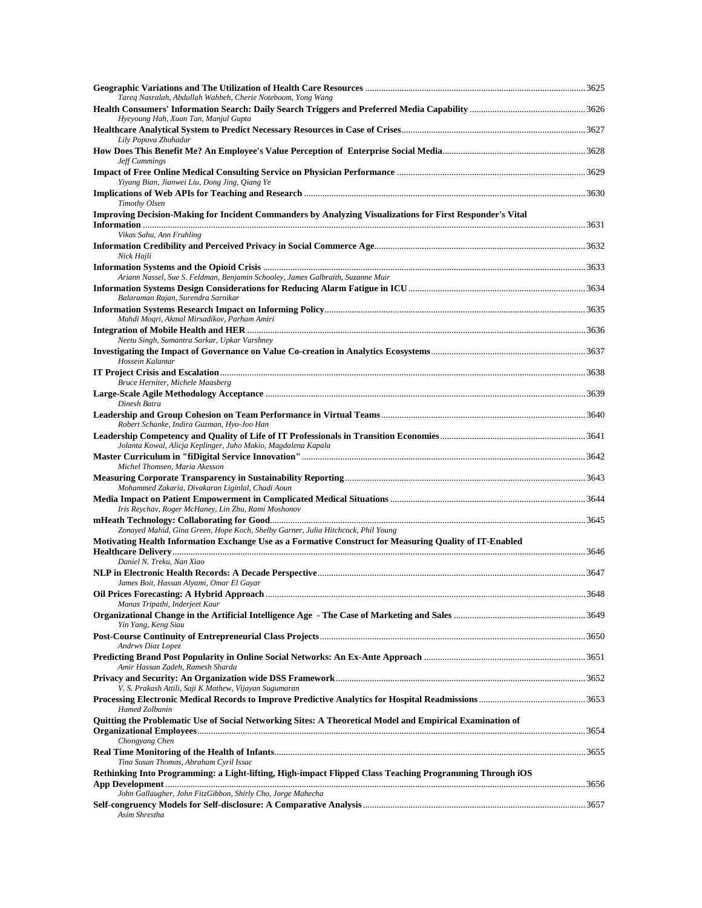**Geographic Variations and The Utilization of Health Care Resources** ........ 3625
*Tareq Nasralah, Abdullah Wahbeh, Cherie Noteboom, Yong Wang*

**Health Consumers' Information Search: Daily Search Triggers and Preferred Media Capability** ........ 3626
*Hyeyoung Hah, Xuan Tan, Manjul Gupta*

**Healthcare Analytical System to Predict Necessary Resources in Case of Crises** ........ 3627
*Lily Popova Zhuhadar*

**How Does This Benefit Me? An Employee's Value Perception of Enterprise Social Media** ........ 3628
*Jeff Cummings*

**Impact of Free Online Medical Consulting Service on Physician Performance** ........ 3629
*Yiyang Bian, Jianwei Liu, Dong Jing, Qiang Ye*

**Implications of Web APIs for Teaching and Research** ........ 3630
*Timothy Olsen*

**Improving Decision-Making for Incident Commanders by Analyzing Visualizations for First Responder's Vital Information** ........ 3631
*Vikas Sahu, Ann Fruhling*

**Information Credibility and Perceived Privacy in Social Commerce Age** ........ 3632
*Nick Hajli*

**Information Systems and the Opioid Crisis** ........ 3633
*Ariann Nassel, Sue S. Feldman, Benjamin Schooley, James Galbraith, Suzanne Muir*

**Information Systems Design Considerations for Reducing Alarm Fatigue in ICU** ........ 3634
*Balaraman Rajan, Surendra Sarnikar*

**Information Systems Research Impact on Informing Policy** ........ 3635
*Mahdi Moqri, Akmal Mirsadikov, Parham Amiri*

**Integration of Mobile Health and HER** ........ 3636
*Neetu Singh, Sumantra Sarkar, Upkar Varshney*

**Investigating the Impact of Governance on Value Co-creation in Analytics Ecosystems** ........ 3637
*Hossein Kalantar*

**IT Project Crisis and Escalation** ........ 3638
*Bruce Herniter, Michele Maasberg*

**Large-Scale Agile Methodology Acceptance** ........ 3639
*Dinesh Batra*

**Leadership and Group Cohesion on Team Performance in Virtual Teams** ........ 3640
*Robert Schanke, Indira Guzman, Hyo-Joo Han*

**Leadership Competency and Quality of Life of IT Professionals in Transition Economies** ........ 3641
*Jolanta Kowal, Alicja Keplinger, Juho Makio, Magdalena Kapala*

**Master Curriculum in "fiDigital Service Innovation"** ........ 3642
*Michel Thomsen, Maria Akesson*

**Measuring Corporate Transparency in Sustainability Reporting** ........ 3643
*Mohammed Zakaria, Divakaran Liginlal, Chadi Aoun*

**Media Impact on Patient Empowerment in Complicated Medical Situations** ........ 3644
*Iris Reychav, Roger McHaney, Lin Zhu, Rami Moshonov*

**mHeath Technology: Collaborating for Good** ........ 3645
*Zonayed Mahid, Gina Green, Hope Koch, Shelby Garner, Julia Hitchcock, Phil Young*

**Motivating Health Information Exchange Use as a Formative Construct for Measuring Quality of IT-Enabled Healthcare Delivery** ........ 3646
*Daniel N. Treku, Nan Xiao*

**NLP in Electronic Health Records: A Decade Perspective** ........ 3647
*James Boit, Hassan Alyami, Omar El Gayar*

**Oil Prices Forecasting: A Hybrid Approach** ........ 3648
*Manas Tripathi, Inderjeet Kaur*

**Organizational Change in the Artificial Intelligence Age - The Case of Marketing and Sales** ........ 3649
*Yin Yang, Keng Siau*

**Post-Course Continuity of Entrepreneurial Class Projects** ........ 3650
*Andrws Diaz Lopez*

**Predicting Brand Post Popularity in Online Social Networks: An Ex-Ante Approach** ........ 3651
*Amir Hassan Zadeh, Ramesh Sharda*

**Privacy and Security: An Organization wide DSS Framework** ........ 3652
*V. S. Prakash Attili, Saji K Mathew, Vijayan Sugumaran*

**Processing Electronic Medical Records to Improve Predictive Analytics for Hospital Readmissions** ........ 3653
*Hamed Zolbanin*

**Quitting the Problematic Use of Social Networking Sites: A Theoretical Model and Empirical Examination of Organizational Employees** ........ 3654
*Chongyang Chen*

**Real Time Monitoring of the Health of Infants** ........ 3655
*Tina Susan Thomas, Abraham Cyril Issac*

**Rethinking Into Programming: a Light-lifting, High-impact Flipped Class Teaching Programming Through iOS App Development** ........ 3656
*John Gallaugher, John FitzGibbon, Shirly Cho, Jorge Mahecha*

**Self-congruency Models for Self-disclosure: A Comparative Analysis** ........ 3657
*Asim Shrestha*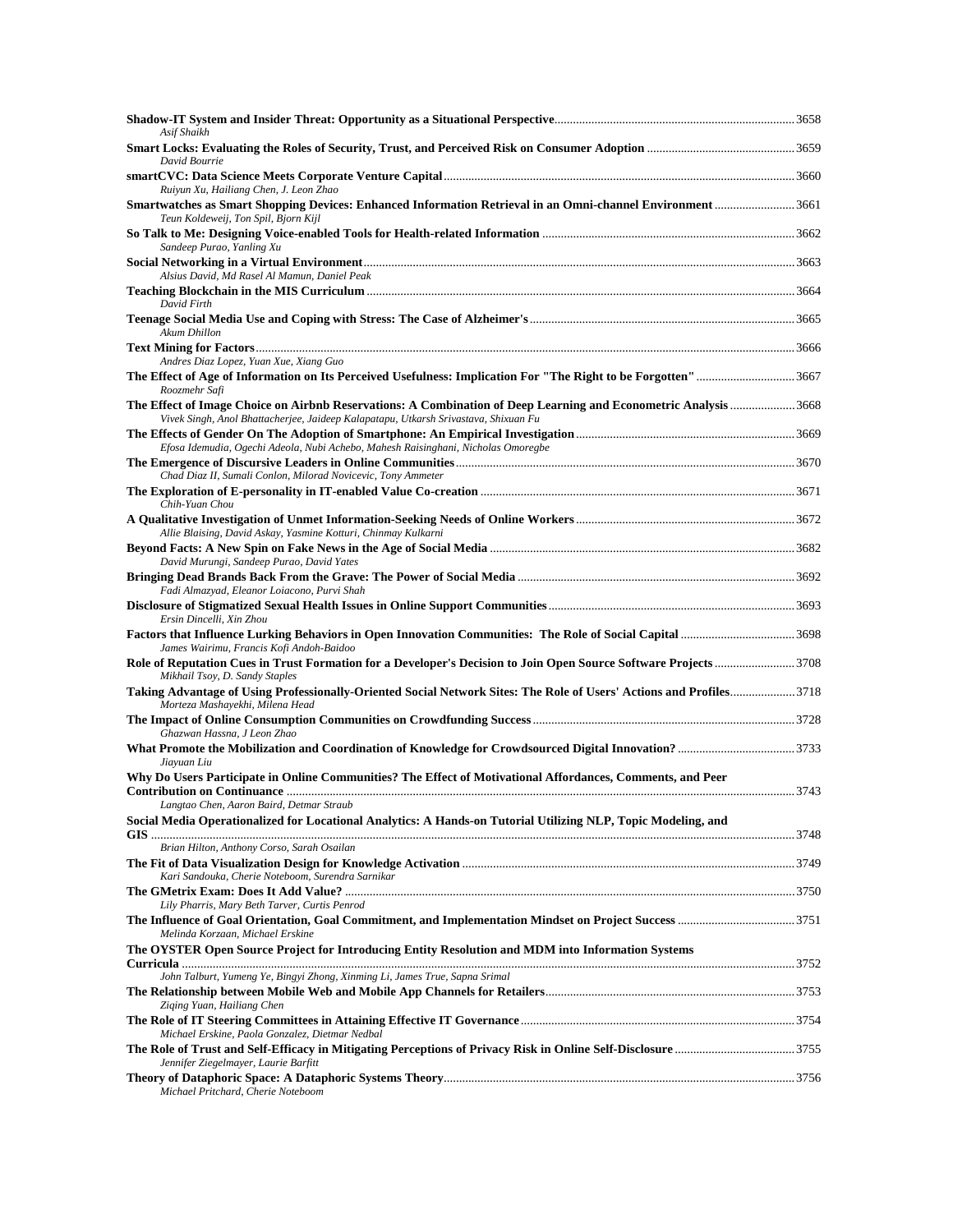**Shadow-IT System and Insider Threat: Opportunity as a Situational Perspective** ........ 3658
*Asif Shaikh*

**Smart Locks: Evaluating the Roles of Security, Trust, and Perceived Risk on Consumer Adoption** ........ 3659
*David Bourrie*

**smartCVC: Data Science Meets Corporate Venture Capital** ........ 3660
*Ruiyun Xu, Hailiang Chen, J. Leon Zhao*

**Smartwatches as Smart Shopping Devices: Enhanced Information Retrieval in an Omni-channel Environment** ........ 3661
*Teun Koldeweij, Ton Spil, Bjorn Kijl*

**So Talk to Me: Designing Voice-enabled Tools for Health-related Information** ........ 3662
*Sandeep Purao, Yanling Xu*

**Social Networking in a Virtual Environment** ........ 3663
*Alsius David, Md Rasel Al Mamun, Daniel Peak*

**Teaching Blockchain in the MIS Curriculum** ........ 3664
*David Firth*

**Teenage Social Media Use and Coping with Stress: The Case of Alzheimer's** ........ 3665
*Akum Dhillon*

**Text Mining for Factors** ........ 3666
*Andres Diaz Lopez, Yuan Xue, Xiang Guo*

**The Effect of Age of Information on Its Perceived Usefulness: Implication For "The Right to be Forgotten"** ........ 3667
*Roozmehr Safi*

**The Effect of Image Choice on Airbnb Reservations: A Combination of Deep Learning and Econometric Analysis** ........ 3668
*Vivek Singh, Anol Bhattacherjee, Jaideep Kalapatapu, Utkarsh Srivastava, Shixuan Fu*

**The Effects of Gender On The Adoption of Smartphone: An Empirical Investigation** ........ 3669
*Efosa Idemudia, Ogechi Adeola, Nubi Achebo, Mahesh Raisinghani, Nicholas Omoregbe*

**The Emergence of Discursive Leaders in Online Communities** ........ 3670
*Chad Diaz II, Sumali Conlon, Milorad Novicevic, Tony Ammeter*

**The Exploration of E-personality in IT-enabled Value Co-creation** ........ 3671
*Chih-Yuan Chou*

**A Qualitative Investigation of Unmet Information-Seeking Needs of Online Workers** ........ 3672
*Allie Blaising, David Askay, Yasmine Kotturi, Chinmay Kulkarni*

**Beyond Facts: A New Spin on Fake News in the Age of Social Media** ........ 3682
*David Murungi, Sandeep Purao, David Yates*

**Bringing Dead Brands Back From the Grave: The Power of Social Media** ........ 3692
*Fadi Almazyad, Eleanor Loiacono, Purvi Shah*

**Disclosure of Stigmatized Sexual Health Issues in Online Support Communities** ........ 3693
*Ersin Dincelli, Xin Zhou*

**Factors that Influence Lurking Behaviors in Open Innovation Communities: The Role of Social Capital** ........ 3698
*James Wairimu, Francis Kofi Andoh-Baidoo*

**Role of Reputation Cues in Trust Formation for a Developer's Decision to Join Open Source Software Projects** ........ 3708
*Mikhail Tsoy, D. Sandy Staples*

**Taking Advantage of Using Professionally-Oriented Social Network Sites: The Role of Users' Actions and Profiles** ........ 3718
*Morteza Mashayekhi, Milena Head*

**The Impact of Online Consumption Communities on Crowdfunding Success** ........ 3728
*Ghazwan Hassna, J Leon Zhao*

**What Promote the Mobilization and Coordination of Knowledge for Crowdsourced Digital Innovation?** ........ 3733
*Jiayuan Liu*

**Why Do Users Participate in Online Communities? The Effect of Motivational Affordances, Comments, and Peer Contribution on Continuance** ........ 3743
*Langtao Chen, Aaron Baird, Detmar Straub*

**Social Media Operationalized for Locational Analytics: A Hands-on Tutorial Utilizing NLP, Topic Modeling, and GIS** ........ 3748
*Brian Hilton, Anthony Corso, Sarah Osailan*

**The Fit of Data Visualization Design for Knowledge Activation** ........ 3749
*Kari Sandouka, Cherie Noteboom, Surendra Sarnikar*

**The GMetrix Exam: Does It Add Value?** ........ 3750
*Lily Pharris, Mary Beth Tarver, Curtis Penrod*

**The Influence of Goal Orientation, Goal Commitment, and Implementation Mindset on Project Success** ........ 3751
*Melinda Korzaan, Michael Erskine*

**The OYSTER Open Source Project for Introducing Entity Resolution and MDM into Information Systems Curricula** ........ 3752
*John Talburt, Yumeng Ye, Bingyi Zhong, Xinming Li, James True, Sapna Srimal*

**The Relationship between Mobile Web and Mobile App Channels for Retailers** ........ 3753
*Ziqing Yuan, Hailiang Chen*

**The Role of IT Steering Committees in Attaining Effective IT Governance** ........ 3754
*Michael Erskine, Paola Gonzalez, Dietmar Nedbal*

**The Role of Trust and Self-Efficacy in Mitigating Perceptions of Privacy Risk in Online Self-Disclosure** ........ 3755
*Jennifer Ziegelmayer, Laurie Barfitt*

**Theory of Dataphoric Space: A Dataphoric Systems Theory** ........ 3756
*Michael Pritchard, Cherie Noteboom*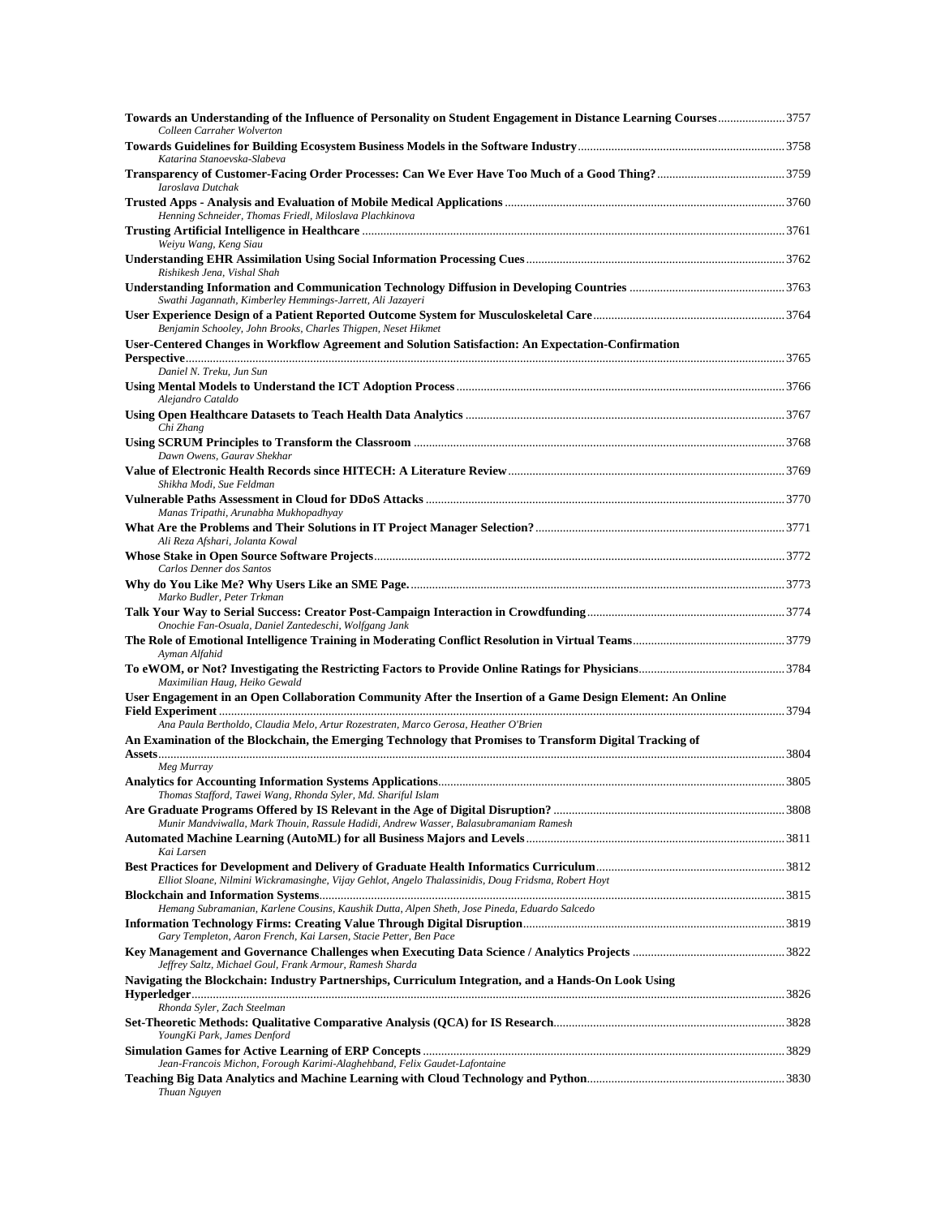**Towards an Understanding of the Influence of Personality on Student Engagement in Distance Learning Courses** ...................... 3757
*Colleen Carraher Wolverton*

**Towards Guidelines for Building Ecosystem Business Models in the Software Industry** ...................... 3758
*Katarina Stanoevska-Slabeva*

**Transparency of Customer-Facing Order Processes: Can We Ever Have Too Much of a Good Thing?** ...................... 3759
*Iaroslava Dutchak*

**Trusted Apps - Analysis and Evaluation of Mobile Medical Applications** ...................... 3760
*Henning Schneider, Thomas Friedl, Miloslava Plachkinova*

**Trusting Artificial Intelligence in Healthcare** ...................... 3761
*Weiyu Wang, Keng Siau*

**Understanding EHR Assimilation Using Social Information Processing Cues** ...................... 3762
*Rishikesh Jena, Vishal Shah*

**Understanding Information and Communication Technology Diffusion in Developing Countries** ...................... 3763
*Swathi Jagannath, Kimberley Hemmings-Jarrett, Ali Jazayeri*

**User Experience Design of a Patient Reported Outcome System for Musculoskeletal Care** ...................... 3764
*Benjamin Schooley, John Brooks, Charles Thigpen, Neset Hikmet*

**User-Centered Changes in Workflow Agreement and Solution Satisfaction: An Expectation-Confirmation Perspective** ...................... 3765
*Daniel N. Treku, Jun Sun*

**Using Mental Models to Understand the ICT Adoption Process** ...................... 3766
*Alejandro Cataldo*

**Using Open Healthcare Datasets to Teach Health Data Analytics** ...................... 3767
*Chi Zhang*

**Using SCRUM Principles to Transform the Classroom** ...................... 3768
*Dawn Owens, Gaurav Shekhar*

**Value of Electronic Health Records since HITECH: A Literature Review** ...................... 3769
*Shikha Modi, Sue Feldman*

**Vulnerable Paths Assessment in Cloud for DDoS Attacks** ...................... 3770
*Manas Tripathi, Arunabha Mukhopadhyay*

**What Are the Problems and Their Solutions in IT Project Manager Selection?** ...................... 3771
*Ali Reza Afshari, Jolanta Kowal*

**Whose Stake in Open Source Software Projects** ...................... 3772
*Carlos Denner dos Santos*

**Why do You Like Me? Why Users Like an SME Page.** ...................... 3773
*Marko Budler, Peter Trkman*

**Talk Your Way to Serial Success: Creator Post-Campaign Interaction in Crowdfunding** ...................... 3774
*Onochie Fan-Osuala, Daniel Zantedeschi, Wolfgang Jank*

**The Role of Emotional Intelligence Training in Moderating Conflict Resolution in Virtual Teams** ...................... 3779
*Ayman Alfahid*

**To eWOM, or Not? Investigating the Restricting Factors to Provide Online Ratings for Physicians** ...................... 3784
*Maximilian Haug, Heiko Gewald*

**User Engagement in an Open Collaboration Community After the Insertion of a Game Design Element: An Online Field Experiment** ...................... 3794
*Ana Paula Bertholdo, Claudia Melo, Artur Rozestraten, Marco Gerosa, Heather O'Brien*

**An Examination of the Blockchain, the Emerging Technology that Promises to Transform Digital Tracking of Assets** ...................... 3804
*Meg Murray*

**Analytics for Accounting Information Systems Applications** ...................... 3805
*Thomas Stafford, Tawei Wang, Rhonda Syler, Md. Shariful Islam*

**Are Graduate Programs Offered by IS Relevant in the Age of Digital Disruption?** ...................... 3808
*Munir Mandviwalla, Mark Thouin, Rassule Hadidi, Andrew Wasser, Balasubramaniam Ramesh*

**Automated Machine Learning (AutoML) for all Business Majors and Levels** ...................... 3811
*Kai Larsen*

**Best Practices for Development and Delivery of Graduate Health Informatics Curriculum** ...................... 3812
*Elliot Sloane, Nilmini Wickramasinghe, Vijay Gehlot, Angelo Thalassinidis, Doug Fridsma, Robert Hoyt*

**Blockchain and Information Systems** ...................... 3815
*Hemang Subramanian, Karlene Cousins, Kaushik Dutta, Alpen Sheth, Jose Pineda, Eduardo Salcedo*

**Information Technology Firms: Creating Value Through Digital Disruption** ...................... 3819
*Gary Templeton, Aaron French, Kai Larsen, Stacie Petter, Ben Pace*

**Key Management and Governance Challenges when Executing Data Science / Analytics Projects** ...................... 3822
*Jeffrey Saltz, Michael Goul, Frank Armour, Ramesh Sharda*

**Navigating the Blockchain: Industry Partnerships, Curriculum Integration, and a Hands-On Look Using Hyperledger** ...................... 3826
*Rhonda Syler, Zach Steelman*

**Set-Theoretic Methods: Qualitative Comparative Analysis (QCA) for IS Research** ...................... 3828
*YoungKi Park, James Denford*

**Simulation Games for Active Learning of ERP Concepts** ...................... 3829
*Jean-Francois Michon, Forough Karimi-Alaghehband, Felix Gaudet-Lafontaine*

**Teaching Big Data Analytics and Machine Learning with Cloud Technology and Python** ...................... 3830
*Thuan Nguyen*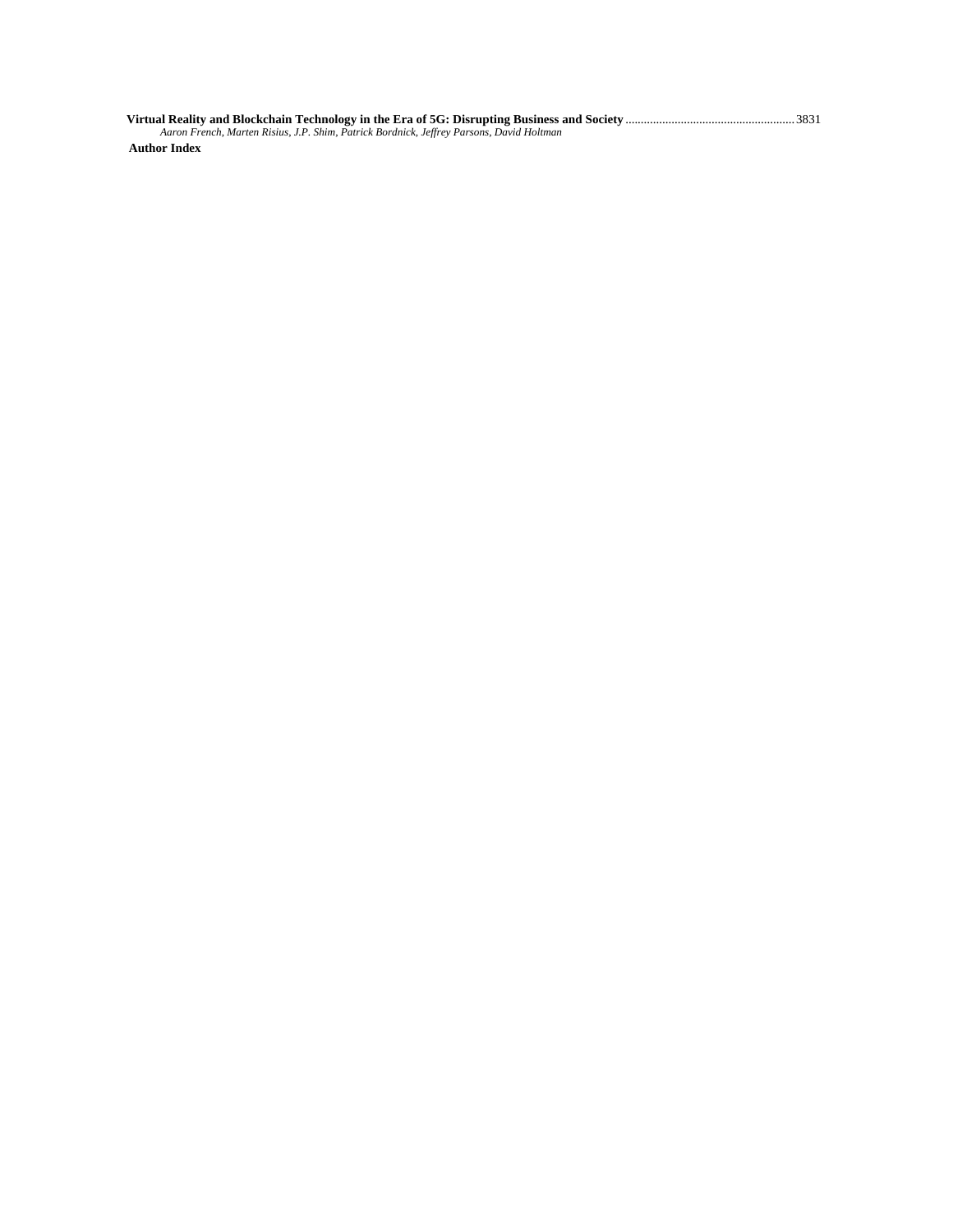**Virtual Reality and Blockchain Technology in the Era of 5G: Disrupting Business and Society** ........................................................ 3831
*Aaron French, Marten Risius, J.P. Shim, Patrick Bordnick, Jeffrey Parsons, David Holtman*

**Author Index**